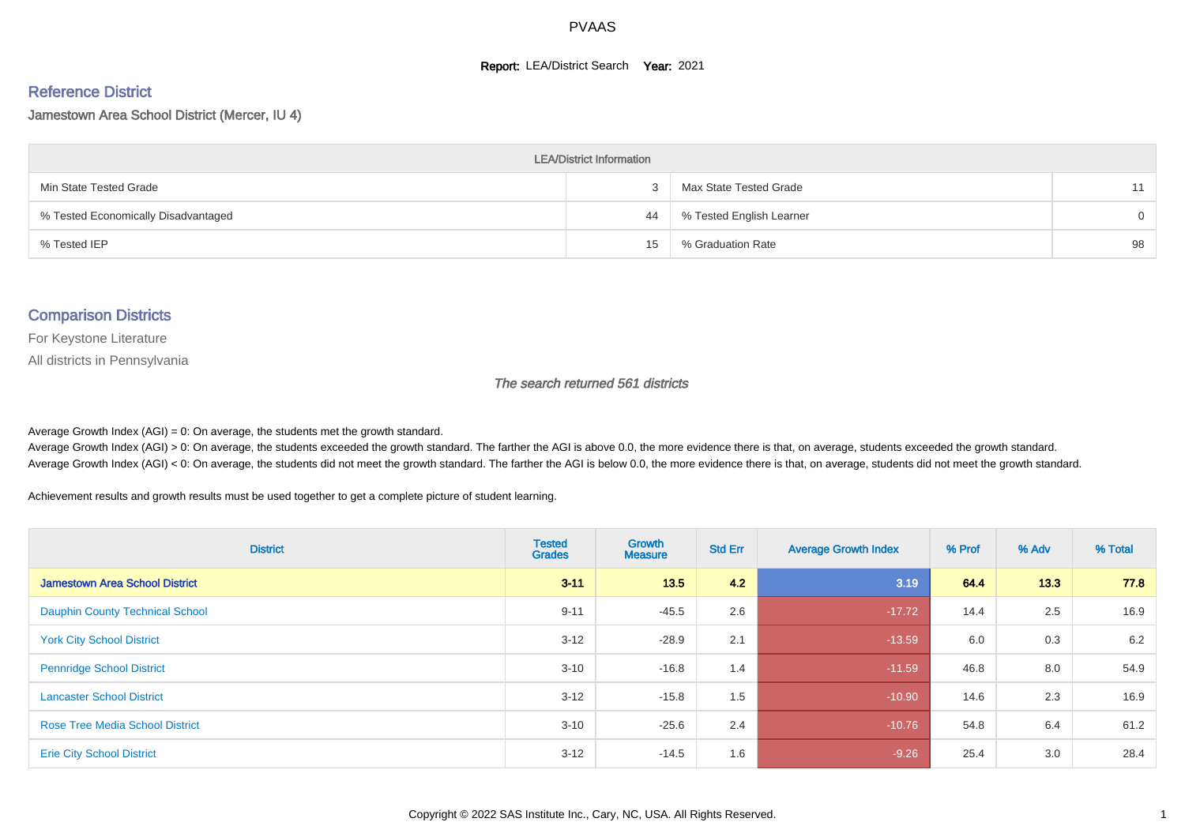# PVAAS

**Report:** LEA/District Search **Year:** 2021

## Reference District

Jamestown Area School District (Mercer, IU 4)

| LEA/District Information | | | |
|---|---|---|---|
| Min State Tested Grade | 3 | Max State Tested Grade | 11 |
| % Tested Economically Disadvantaged | 44 | % Tested English Learner | 0 |
| % Tested IEP | 15 | % Graduation Rate | 98 |

## Comparison Districts

For Keystone Literature

All districts in Pennsylvania

*The search returned 561 districts*

Average Growth Index (AGI) = 0: On average, the students met the growth standard.
Average Growth Index (AGI) > 0: On average, the students exceeded the growth standard. The farther the AGI is above 0.0, the more evidence there is that, on average, students exceeded the growth standard.
Average Growth Index (AGI) < 0: On average, the students did not meet the growth standard. The farther the AGI is below 0.0, the more evidence there is that, on average, students did not meet the growth standard.

Achievement results and growth results must be used together to get a complete picture of student learning.

| District | Tested Grades | Growth Measure | Std Err | Average Growth Index | % Prof | % Adv | % Total |
|---|---|---|---|---|---|---|---|
| **Jamestown Area School District** | **3-11** | **13.5** | **4.2** | **3.19** | **64.4** | **13.3** | **77.8** |
| Dauphin County Technical School | 9-11 | -45.5 | 2.6 | -17.72 | 14.4 | 2.5 | 16.9 |
| York City School District | 3-12 | -28.9 | 2.1 | -13.59 | 6.0 | 0.3 | 6.2 |
| Pennridge School District | 3-10 | -16.8 | 1.4 | -11.59 | 46.8 | 8.0 | 54.9 |
| Lancaster School District | 3-12 | -15.8 | 1.5 | -10.90 | 14.6 | 2.3 | 16.9 |
| Rose Tree Media School District | 3-10 | -25.6 | 2.4 | -10.76 | 54.8 | 6.4 | 61.2 |
| Erie City School District | 3-12 | -14.5 | 1.6 | -9.26 | 25.4 | 3.0 | 28.4 |

Copyright © 2022 SAS Institute Inc., Cary, NC, USA. All Rights Reserved.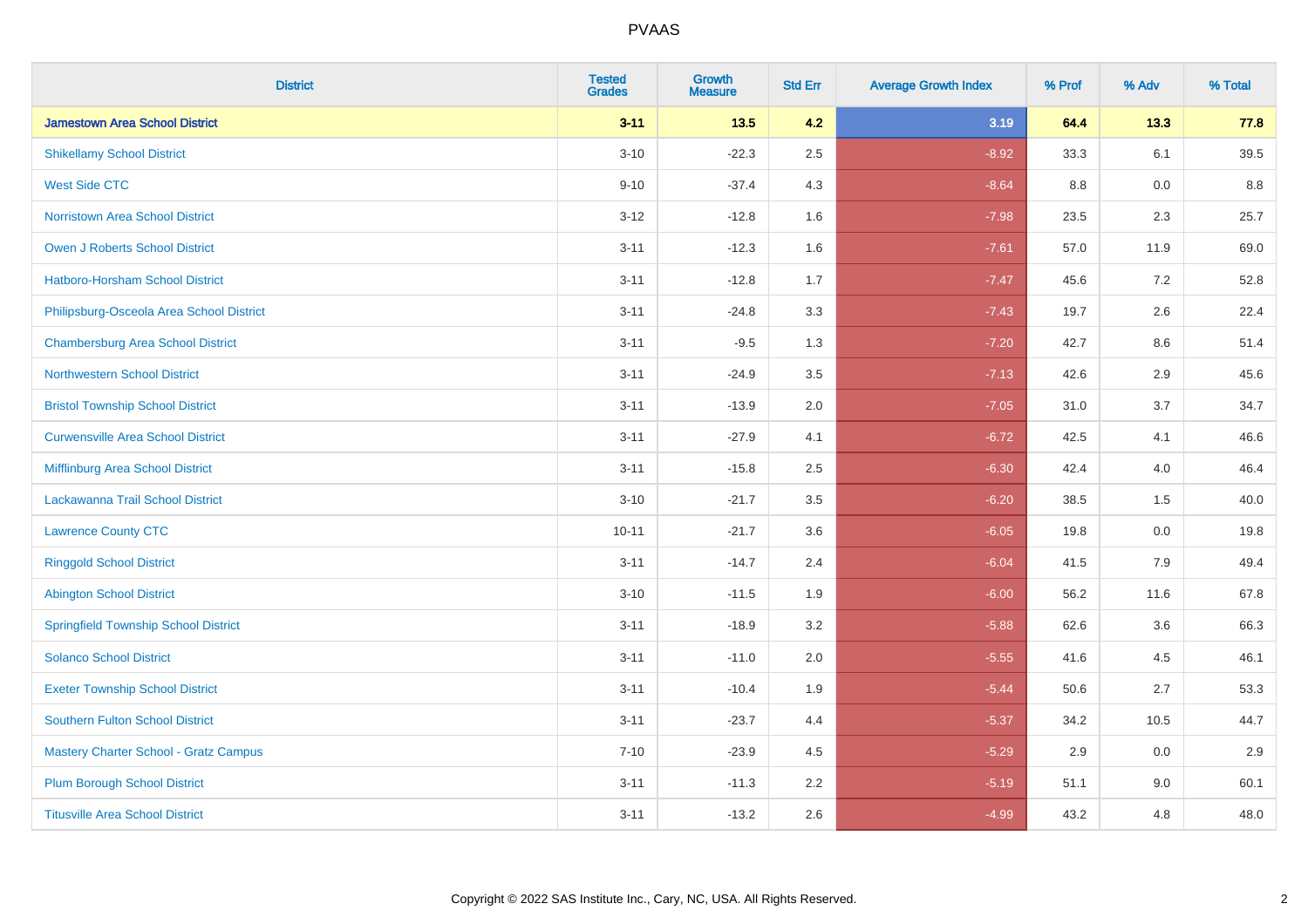# PVAAS

| District | Tested Grades | Growth Measure | Std Err | Average Growth Index | % Prof | % Adv | % Total |
|---|---|---|---|---|---|---|---|
| **Jamestown Area School District** | **3-11** | **13.5** | **4.2** | **3.19** | **64.4** | **13.3** | **77.8** |
| Shikellamy School District | 3-10 | -22.3 | 2.5 | -8.92 | 33.3 | 6.1 | 39.5 |
| West Side CTC | 9-10 | -37.4 | 4.3 | -8.64 | 8.8 | 0.0 | 8.8 |
| Norristown Area School District | 3-12 | -12.8 | 1.6 | -7.98 | 23.5 | 2.3 | 25.7 |
| Owen J Roberts School District | 3-11 | -12.3 | 1.6 | -7.61 | 57.0 | 11.9 | 69.0 |
| Hatboro-Horsham School District | 3-11 | -12.8 | 1.7 | -7.47 | 45.6 | 7.2 | 52.8 |
| Philipsburg-Osceola Area School District | 3-11 | -24.8 | 3.3 | -7.43 | 19.7 | 2.6 | 22.4 |
| Chambersburg Area School District | 3-11 | -9.5 | 1.3 | -7.20 | 42.7 | 8.6 | 51.4 |
| Northwestern School District | 3-11 | -24.9 | 3.5 | -7.13 | 42.6 | 2.9 | 45.6 |
| Bristol Township School District | 3-11 | -13.9 | 2.0 | -7.05 | 31.0 | 3.7 | 34.7 |
| Curwensville Area School District | 3-11 | -27.9 | 4.1 | -6.72 | 42.5 | 4.1 | 46.6 |
| Mifflinburg Area School District | 3-11 | -15.8 | 2.5 | -6.30 | 42.4 | 4.0 | 46.4 |
| Lackawanna Trail School District | 3-10 | -21.7 | 3.5 | -6.20 | 38.5 | 1.5 | 40.0 |
| Lawrence County CTC | 10-11 | -21.7 | 3.6 | -6.05 | 19.8 | 0.0 | 19.8 |
| Ringgold School District | 3-11 | -14.7 | 2.4 | -6.04 | 41.5 | 7.9 | 49.4 |
| Abington School District | 3-10 | -11.5 | 1.9 | -6.00 | 56.2 | 11.6 | 67.8 |
| Springfield Township School District | 3-11 | -18.9 | 3.2 | -5.88 | 62.6 | 3.6 | 66.3 |
| Solanco School District | 3-11 | -11.0 | 2.0 | -5.55 | 41.6 | 4.5 | 46.1 |
| Exeter Township School District | 3-11 | -10.4 | 1.9 | -5.44 | 50.6 | 2.7 | 53.3 |
| Southern Fulton School District | 3-11 | -23.7 | 4.4 | -5.37 | 34.2 | 10.5 | 44.7 |
| Mastery Charter School - Gratz Campus | 7-10 | -23.9 | 4.5 | -5.29 | 2.9 | 0.0 | 2.9 |
| Plum Borough School District | 3-11 | -11.3 | 2.2 | -5.19 | 51.1 | 9.0 | 60.1 |
| Titusville Area School District | 3-11 | -13.2 | 2.6 | -4.99 | 43.2 | 4.8 | 48.0 |

Copyright © 2022 SAS Institute Inc., Cary, NC, USA. All Rights Reserved.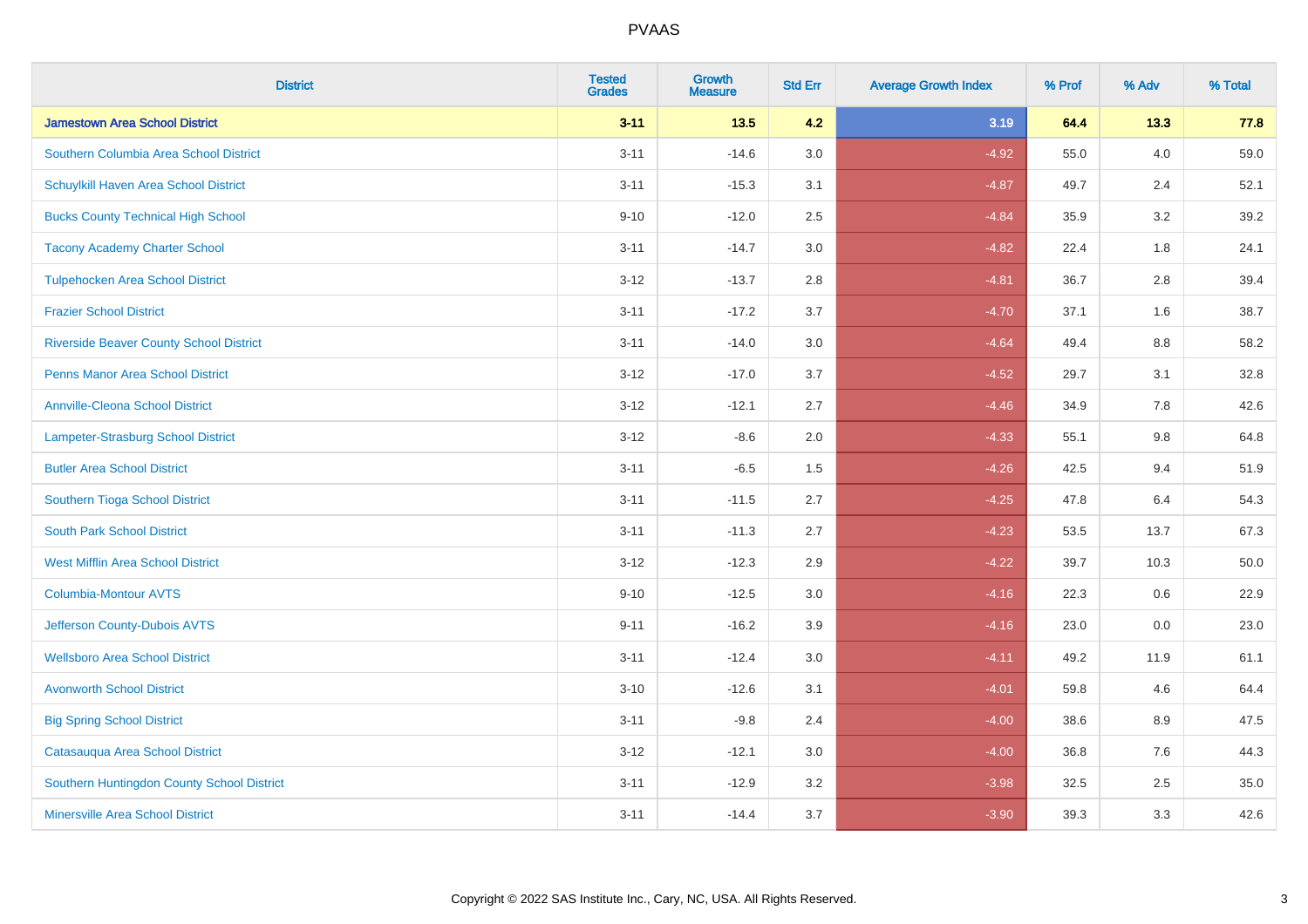PVAAS

| District | Tested Grades | Growth Measure | Std Err | Average Growth Index | % Prof | % Adv | % Total |
| --- | --- | --- | --- | --- | --- | --- | --- |
| **Jamestown Area School District** | **3-11** | **13.5** | **4.2** | **3.19** | **64.4** | **13.3** | **77.8** |
| Southern Columbia Area School District | 3-11 | -14.6 | 3.0 | -4.92 | 55.0 | 4.0 | 59.0 |
| Schuylkill Haven Area School District | 3-11 | -15.3 | 3.1 | -4.87 | 49.7 | 2.4 | 52.1 |
| Bucks County Technical High School | 9-10 | -12.0 | 2.5 | -4.84 | 35.9 | 3.2 | 39.2 |
| Tacony Academy Charter School | 3-11 | -14.7 | 3.0 | -4.82 | 22.4 | 1.8 | 24.1 |
| Tulpehocken Area School District | 3-12 | -13.7 | 2.8 | -4.81 | 36.7 | 2.8 | 39.4 |
| Frazier School District | 3-11 | -17.2 | 3.7 | -4.70 | 37.1 | 1.6 | 38.7 |
| Riverside Beaver County School District | 3-11 | -14.0 | 3.0 | -4.64 | 49.4 | 8.8 | 58.2 |
| Penns Manor Area School District | 3-12 | -17.0 | 3.7 | -4.52 | 29.7 | 3.1 | 32.8 |
| Annville-Cleona School District | 3-12 | -12.1 | 2.7 | -4.46 | 34.9 | 7.8 | 42.6 |
| Lampeter-Strasburg School District | 3-12 | -8.6 | 2.0 | -4.33 | 55.1 | 9.8 | 64.8 |
| Butler Area School District | 3-11 | -6.5 | 1.5 | -4.26 | 42.5 | 9.4 | 51.9 |
| Southern Tioga School District | 3-11 | -11.5 | 2.7 | -4.25 | 47.8 | 6.4 | 54.3 |
| South Park School District | 3-11 | -11.3 | 2.7 | -4.23 | 53.5 | 13.7 | 67.3 |
| West Mifflin Area School District | 3-12 | -12.3 | 2.9 | -4.22 | 39.7 | 10.3 | 50.0 |
| Columbia-Montour AVTS | 9-10 | -12.5 | 3.0 | -4.16 | 22.3 | 0.6 | 22.9 |
| Jefferson County-Dubois AVTS | 9-11 | -16.2 | 3.9 | -4.16 | 23.0 | 0.0 | 23.0 |
| Wellsboro Area School District | 3-11 | -12.4 | 3.0 | -4.11 | 49.2 | 11.9 | 61.1 |
| Avonworth School District | 3-10 | -12.6 | 3.1 | -4.01 | 59.8 | 4.6 | 64.4 |
| Big Spring School District | 3-11 | -9.8 | 2.4 | -4.00 | 38.6 | 8.9 | 47.5 |
| Catasauqua Area School District | 3-12 | -12.1 | 3.0 | -4.00 | 36.8 | 7.6 | 44.3 |
| Southern Huntingdon County School District | 3-11 | -12.9 | 3.2 | -3.98 | 32.5 | 2.5 | 35.0 |
| Minersville Area School District | 3-11 | -14.4 | 3.7 | -3.90 | 39.3 | 3.3 | 42.6 |

Copyright © 2022 SAS Institute Inc., Cary, NC, USA. All Rights Reserved.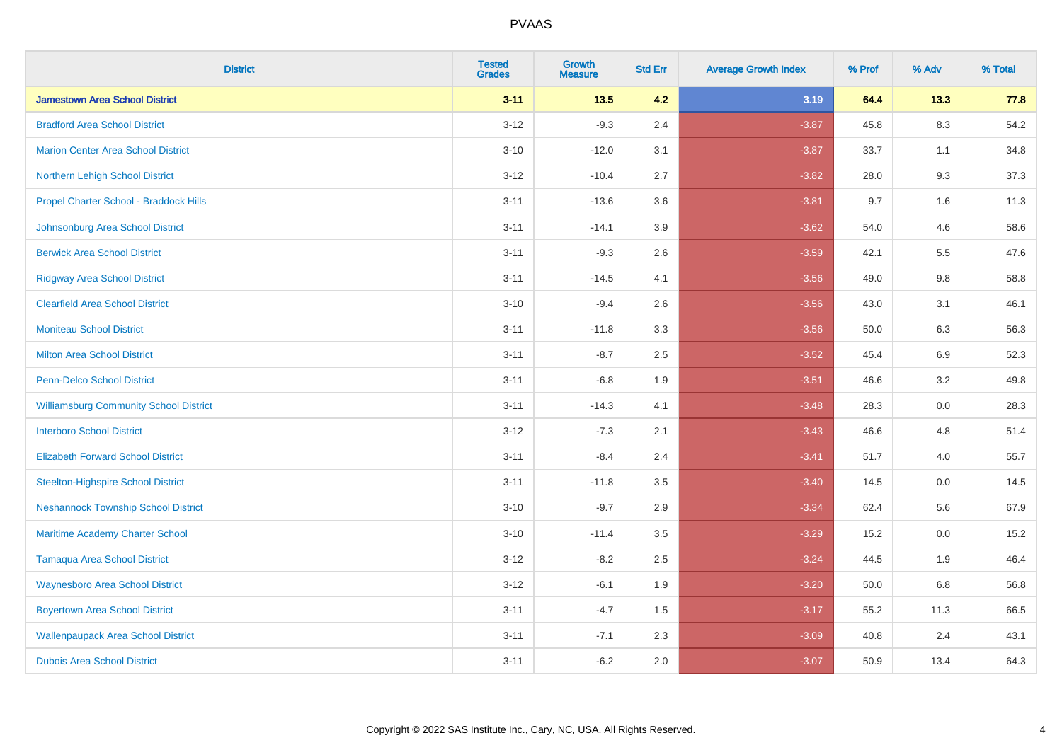# PVAAS

| District | Tested Grades | Growth Measure | Std Err | Average Growth Index | % Prof | % Adv | % Total |
|---|---|---|---|---|---|---|---|
| **Jamestown Area School District** | **3-11** | **13.5** | **4.2** | **3.19** | **64.4** | **13.3** | **77.8** |
| Bradford Area School District | 3-12 | -9.3 | 2.4 | -3.87 | 45.8 | 8.3 | 54.2 |
| Marion Center Area School District | 3-10 | -12.0 | 3.1 | -3.87 | 33.7 | 1.1 | 34.8 |
| Northern Lehigh School District | 3-12 | -10.4 | 2.7 | -3.82 | 28.0 | 9.3 | 37.3 |
| Propel Charter School - Braddock Hills | 3-11 | -13.6 | 3.6 | -3.81 | 9.7 | 1.6 | 11.3 |
| Johnsonburg Area School District | 3-11 | -14.1 | 3.9 | -3.62 | 54.0 | 4.6 | 58.6 |
| Berwick Area School District | 3-11 | -9.3 | 2.6 | -3.59 | 42.1 | 5.5 | 47.6 |
| Ridgway Area School District | 3-11 | -14.5 | 4.1 | -3.56 | 49.0 | 9.8 | 58.8 |
| Clearfield Area School District | 3-10 | -9.4 | 2.6 | -3.56 | 43.0 | 3.1 | 46.1 |
| Moniteau School District | 3-11 | -11.8 | 3.3 | -3.56 | 50.0 | 6.3 | 56.3 |
| Milton Area School District | 3-11 | -8.7 | 2.5 | -3.52 | 45.4 | 6.9 | 52.3 |
| Penn-Delco School District | 3-11 | -6.8 | 1.9 | -3.51 | 46.6 | 3.2 | 49.8 |
| Williamsburg Community School District | 3-11 | -14.3 | 4.1 | -3.48 | 28.3 | 0.0 | 28.3 |
| Interboro School District | 3-12 | -7.3 | 2.1 | -3.43 | 46.6 | 4.8 | 51.4 |
| Elizabeth Forward School District | 3-11 | -8.4 | 2.4 | -3.41 | 51.7 | 4.0 | 55.7 |
| Steelton-Highspire School District | 3-11 | -11.8 | 3.5 | -3.40 | 14.5 | 0.0 | 14.5 |
| Neshannock Township School District | 3-10 | -9.7 | 2.9 | -3.34 | 62.4 | 5.6 | 67.9 |
| Maritime Academy Charter School | 3-10 | -11.4 | 3.5 | -3.29 | 15.2 | 0.0 | 15.2 |
| Tamaqua Area School District | 3-12 | -8.2 | 2.5 | -3.24 | 44.5 | 1.9 | 46.4 |
| Waynesboro Area School District | 3-12 | -6.1 | 1.9 | -3.20 | 50.0 | 6.8 | 56.8 |
| Boyertown Area School District | 3-11 | -4.7 | 1.5 | -3.17 | 55.2 | 11.3 | 66.5 |
| Wallenpaupack Area School District | 3-11 | -7.1 | 2.3 | -3.09 | 40.8 | 2.4 | 43.1 |
| Dubois Area School District | 3-11 | -6.2 | 2.0 | -3.07 | 50.9 | 13.4 | 64.3 |

Copyright © 2022 SAS Institute Inc., Cary, NC, USA. All Rights Reserved.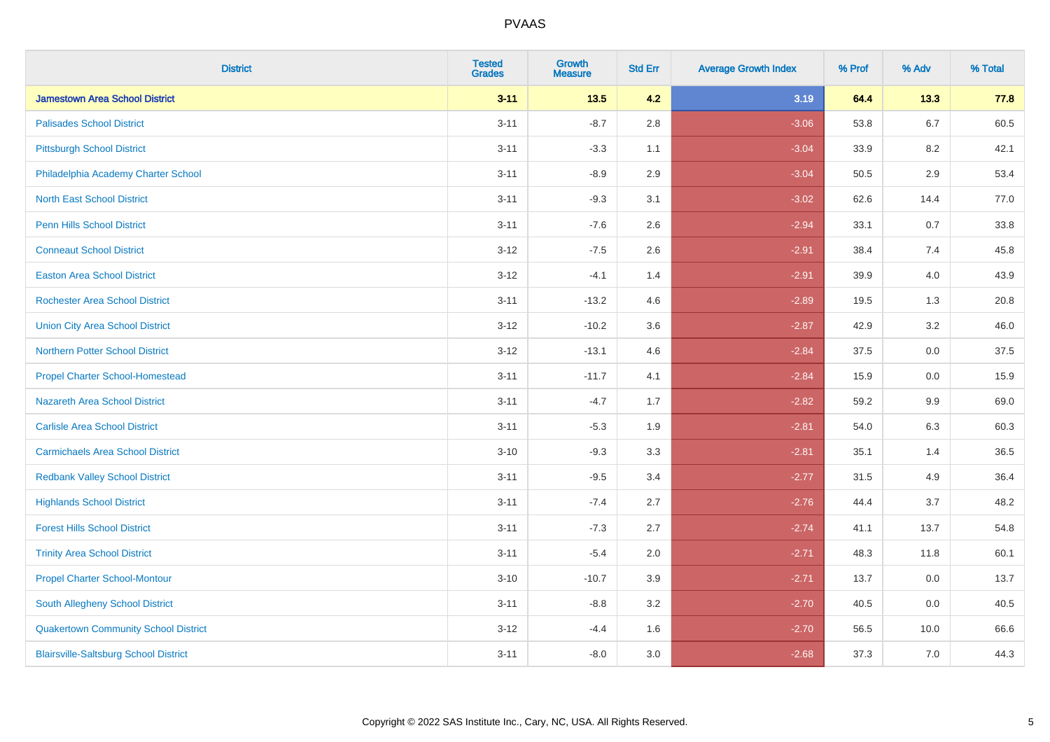# PVAAS

| District | Tested Grades | Growth Measure | Std Err | Average Growth Index | % Prof | % Adv | % Total |
|---|---|---|---|---|---|---|---|
| **Jamestown Area School District** | **3-11** | **13.5** | **4.2** | **3.19** | **64.4** | **13.3** | **77.8** |
| Palisades School District | 3-11 | -8.7 | 2.8 | -3.06 | 53.8 | 6.7 | 60.5 |
| Pittsburgh School District | 3-11 | -3.3 | 1.1 | -3.04 | 33.9 | 8.2 | 42.1 |
| Philadelphia Academy Charter School | 3-11 | -8.9 | 2.9 | -3.04 | 50.5 | 2.9 | 53.4 |
| North East School District | 3-11 | -9.3 | 3.1 | -3.02 | 62.6 | 14.4 | 77.0 |
| Penn Hills School District | 3-11 | -7.6 | 2.6 | -2.94 | 33.1 | 0.7 | 33.8 |
| Conneaut School District | 3-12 | -7.5 | 2.6 | -2.91 | 38.4 | 7.4 | 45.8 |
| Easton Area School District | 3-12 | -4.1 | 1.4 | -2.91 | 39.9 | 4.0 | 43.9 |
| Rochester Area School District | 3-11 | -13.2 | 4.6 | -2.89 | 19.5 | 1.3 | 20.8 |
| Union City Area School District | 3-12 | -10.2 | 3.6 | -2.87 | 42.9 | 3.2 | 46.0 |
| Northern Potter School District | 3-12 | -13.1 | 4.6 | -2.84 | 37.5 | 0.0 | 37.5 |
| Propel Charter School-Homestead | 3-11 | -11.7 | 4.1 | -2.84 | 15.9 | 0.0 | 15.9 |
| Nazareth Area School District | 3-11 | -4.7 | 1.7 | -2.82 | 59.2 | 9.9 | 69.0 |
| Carlisle Area School District | 3-11 | -5.3 | 1.9 | -2.81 | 54.0 | 6.3 | 60.3 |
| Carmichaels Area School District | 3-10 | -9.3 | 3.3 | -2.81 | 35.1 | 1.4 | 36.5 |
| Redbank Valley School District | 3-11 | -9.5 | 3.4 | -2.77 | 31.5 | 4.9 | 36.4 |
| Highlands School District | 3-11 | -7.4 | 2.7 | -2.76 | 44.4 | 3.7 | 48.2 |
| Forest Hills School District | 3-11 | -7.3 | 2.7 | -2.74 | 41.1 | 13.7 | 54.8 |
| Trinity Area School District | 3-11 | -5.4 | 2.0 | -2.71 | 48.3 | 11.8 | 60.1 |
| Propel Charter School-Montour | 3-10 | -10.7 | 3.9 | -2.71 | 13.7 | 0.0 | 13.7 |
| South Allegheny School District | 3-11 | -8.8 | 3.2 | -2.70 | 40.5 | 0.0 | 40.5 |
| Quakertown Community School District | 3-12 | -4.4 | 1.6 | -2.70 | 56.5 | 10.0 | 66.6 |
| Blairsville-Saltsburg School District | 3-11 | -8.0 | 3.0 | -2.68 | 37.3 | 7.0 | 44.3 |

Copyright © 2022 SAS Institute Inc., Cary, NC, USA. All Rights Reserved.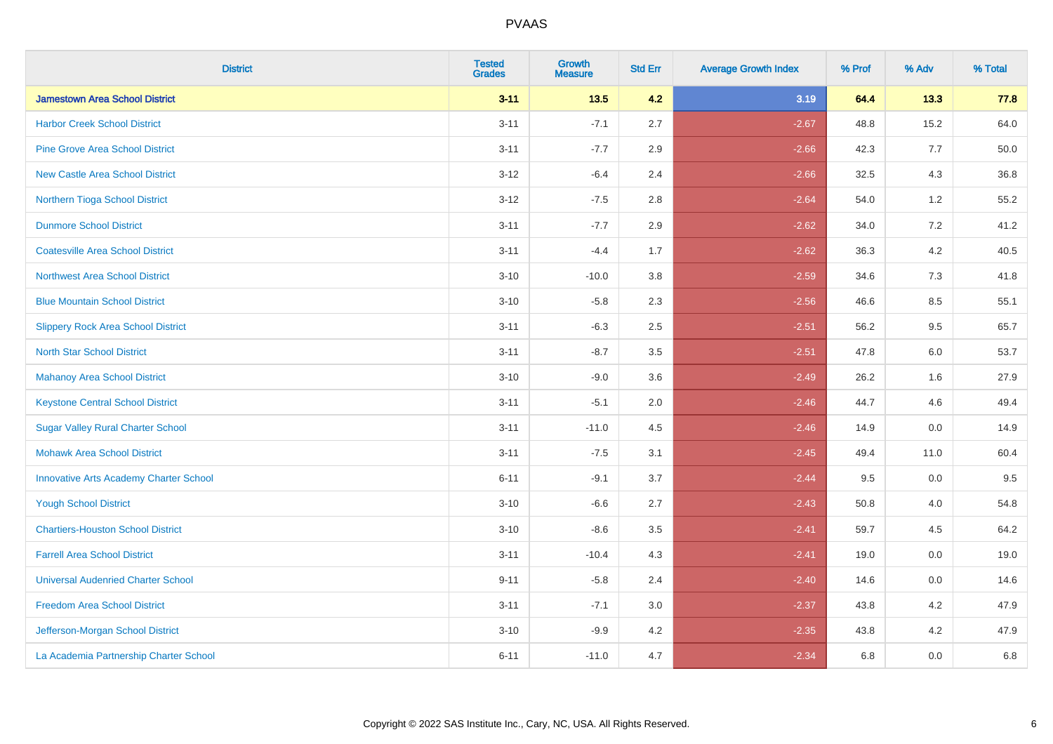PVAAS

| District | Tested Grades | Growth Measure | Std Err | Average Growth Index | % Prof | % Adv | % Total |
|---|---|---|---|---|---|---|---|
| **Jamestown Area School District** | **3-11** | **13.5** | **4.2** | **3.19** | **64.4** | **13.3** | **77.8** |
| Harbor Creek School District | 3-11 | -7.1 | 2.7 | -2.67 | 48.8 | 15.2 | 64.0 |
| Pine Grove Area School District | 3-11 | -7.7 | 2.9 | -2.66 | 42.3 | 7.7 | 50.0 |
| New Castle Area School District | 3-12 | -6.4 | 2.4 | -2.66 | 32.5 | 4.3 | 36.8 |
| Northern Tioga School District | 3-12 | -7.5 | 2.8 | -2.64 | 54.0 | 1.2 | 55.2 |
| Dunmore School District | 3-11 | -7.7 | 2.9 | -2.62 | 34.0 | 7.2 | 41.2 |
| Coatesville Area School District | 3-11 | -4.4 | 1.7 | -2.62 | 36.3 | 4.2 | 40.5 |
| Northwest Area School District | 3-10 | -10.0 | 3.8 | -2.59 | 34.6 | 7.3 | 41.8 |
| Blue Mountain School District | 3-10 | -5.8 | 2.3 | -2.56 | 46.6 | 8.5 | 55.1 |
| Slippery Rock Area School District | 3-11 | -6.3 | 2.5 | -2.51 | 56.2 | 9.5 | 65.7 |
| North Star School District | 3-11 | -8.7 | 3.5 | -2.51 | 47.8 | 6.0 | 53.7 |
| Mahanoy Area School District | 3-10 | -9.0 | 3.6 | -2.49 | 26.2 | 1.6 | 27.9 |
| Keystone Central School District | 3-11 | -5.1 | 2.0 | -2.46 | 44.7 | 4.6 | 49.4 |
| Sugar Valley Rural Charter School | 3-11 | -11.0 | 4.5 | -2.46 | 14.9 | 0.0 | 14.9 |
| Mohawk Area School District | 3-11 | -7.5 | 3.1 | -2.45 | 49.4 | 11.0 | 60.4 |
| Innovative Arts Academy Charter School | 6-11 | -9.1 | 3.7 | -2.44 | 9.5 | 0.0 | 9.5 |
| Yough School District | 3-10 | -6.6 | 2.7 | -2.43 | 50.8 | 4.0 | 54.8 |
| Chartiers-Houston School District | 3-10 | -8.6 | 3.5 | -2.41 | 59.7 | 4.5 | 64.2 |
| Farrell Area School District | 3-11 | -10.4 | 4.3 | -2.41 | 19.0 | 0.0 | 19.0 |
| Universal Audenried Charter School | 9-11 | -5.8 | 2.4 | -2.40 | 14.6 | 0.0 | 14.6 |
| Freedom Area School District | 3-11 | -7.1 | 3.0 | -2.37 | 43.8 | 4.2 | 47.9 |
| Jefferson-Morgan School District | 3-10 | -9.9 | 4.2 | -2.35 | 43.8 | 4.2 | 47.9 |
| La Academia Partnership Charter School | 6-11 | -11.0 | 4.7 | -2.34 | 6.8 | 0.0 | 6.8 |

Copyright © 2022 SAS Institute Inc., Cary, NC, USA. All Rights Reserved.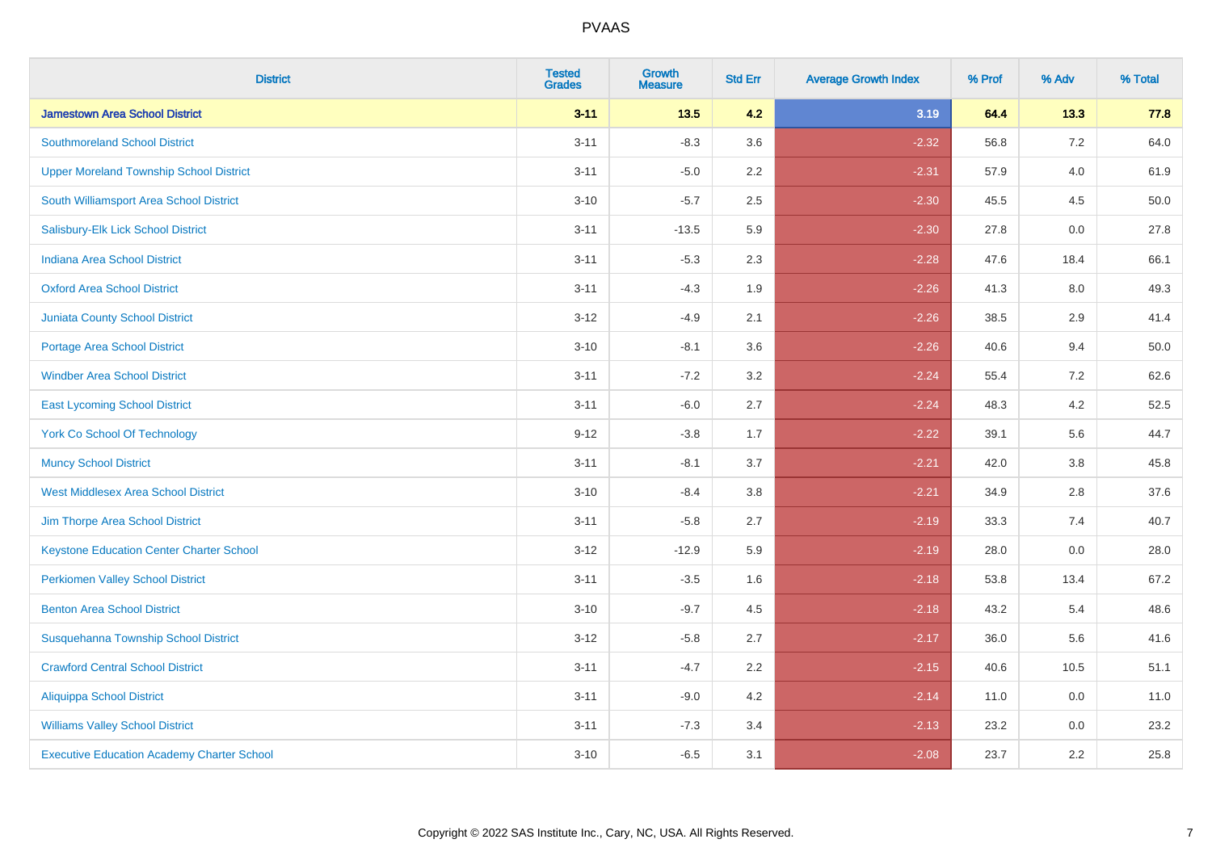# PVAAS

| District | Tested Grades | Growth Measure | Std Err | Average Growth Index | % Prof | % Adv | % Total |
|---|---|---|---|---|---|---|---|
| **Jamestown Area School District** | **3-11** | **13.5** | **4.2** | **3.19** | **64.4** | **13.3** | **77.8** |
| Southmoreland School District | 3-11 | -8.3 | 3.6 | -2.32 | 56.8 | 7.2 | 64.0 |
| Upper Moreland Township School District | 3-11 | -5.0 | 2.2 | -2.31 | 57.9 | 4.0 | 61.9 |
| South Williamsport Area School District | 3-10 | -5.7 | 2.5 | -2.30 | 45.5 | 4.5 | 50.0 |
| Salisbury-Elk Lick School District | 3-11 | -13.5 | 5.9 | -2.30 | 27.8 | 0.0 | 27.8 |
| Indiana Area School District | 3-11 | -5.3 | 2.3 | -2.28 | 47.6 | 18.4 | 66.1 |
| Oxford Area School District | 3-11 | -4.3 | 1.9 | -2.26 | 41.3 | 8.0 | 49.3 |
| Juniata County School District | 3-12 | -4.9 | 2.1 | -2.26 | 38.5 | 2.9 | 41.4 |
| Portage Area School District | 3-10 | -8.1 | 3.6 | -2.26 | 40.6 | 9.4 | 50.0 |
| Windber Area School District | 3-11 | -7.2 | 3.2 | -2.24 | 55.4 | 7.2 | 62.6 |
| East Lycoming School District | 3-11 | -6.0 | 2.7 | -2.24 | 48.3 | 4.2 | 52.5 |
| York Co School Of Technology | 9-12 | -3.8 | 1.7 | -2.22 | 39.1 | 5.6 | 44.7 |
| Muncy School District | 3-11 | -8.1 | 3.7 | -2.21 | 42.0 | 3.8 | 45.8 |
| West Middlesex Area School District | 3-10 | -8.4 | 3.8 | -2.21 | 34.9 | 2.8 | 37.6 |
| Jim Thorpe Area School District | 3-11 | -5.8 | 2.7 | -2.19 | 33.3 | 7.4 | 40.7 |
| Keystone Education Center Charter School | 3-12 | -12.9 | 5.9 | -2.19 | 28.0 | 0.0 | 28.0 |
| Perkiomen Valley School District | 3-11 | -3.5 | 1.6 | -2.18 | 53.8 | 13.4 | 67.2 |
| Benton Area School District | 3-10 | -9.7 | 4.5 | -2.18 | 43.2 | 5.4 | 48.6 |
| Susquehanna Township School District | 3-12 | -5.8 | 2.7 | -2.17 | 36.0 | 5.6 | 41.6 |
| Crawford Central School District | 3-11 | -4.7 | 2.2 | -2.15 | 40.6 | 10.5 | 51.1 |
| Aliquippa School District | 3-11 | -9.0 | 4.2 | -2.14 | 11.0 | 0.0 | 11.0 |
| Williams Valley School District | 3-11 | -7.3 | 3.4 | -2.13 | 23.2 | 0.0 | 23.2 |
| Executive Education Academy Charter School | 3-10 | -6.5 | 3.1 | -2.08 | 23.7 | 2.2 | 25.8 |

Copyright © 2022 SAS Institute Inc., Cary, NC, USA. All Rights Reserved.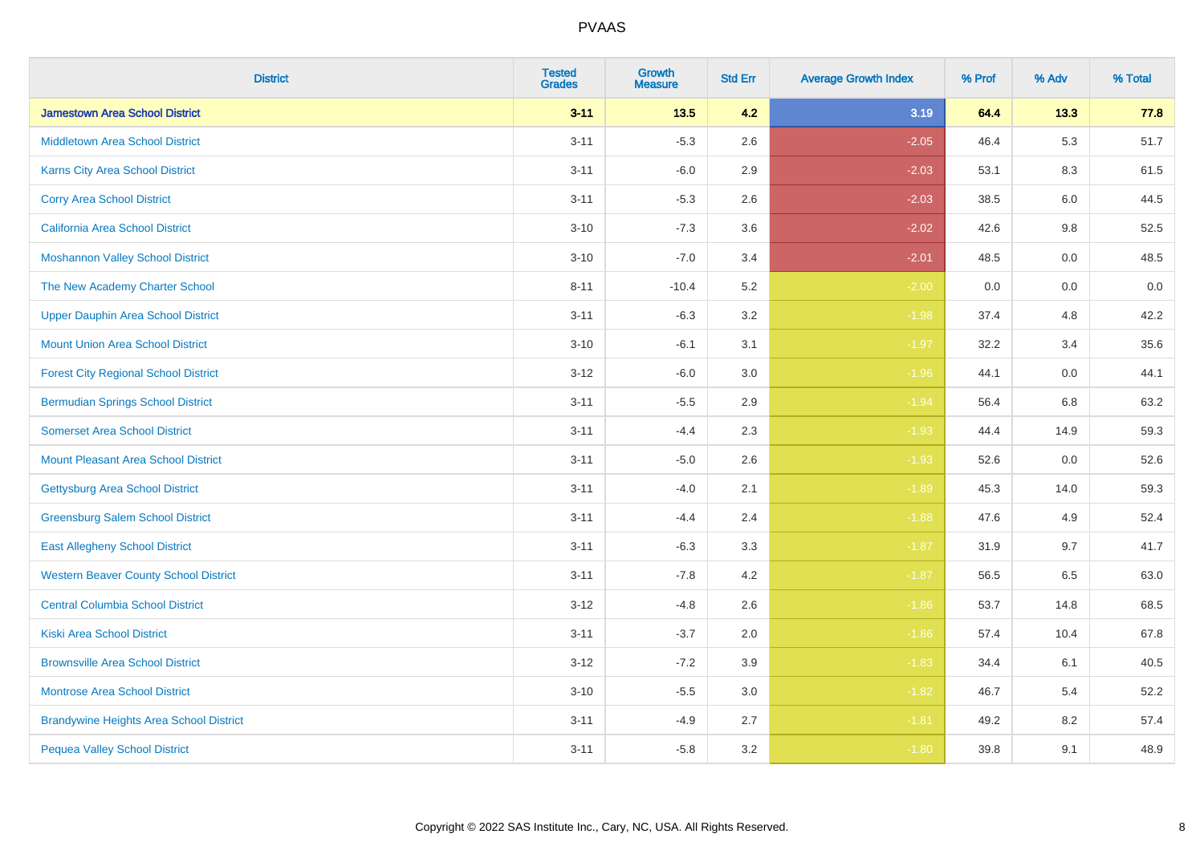# PVAAS

| District | Tested Grades | Growth Measure | Std Err | Average Growth Index | % Prof | % Adv | % Total |
|---|---|---|---|---|---|---|---|
| **Jamestown Area School District** | **3-11** | **13.5** | **4.2** | **3.19** | **64.4** | **13.3** | **77.8** |
| Middletown Area School District | 3-11 | -5.3 | 2.6 | -2.05 | 46.4 | 5.3 | 51.7 |
| Karns City Area School District | 3-11 | -6.0 | 2.9 | -2.03 | 53.1 | 8.3 | 61.5 |
| Corry Area School District | 3-11 | -5.3 | 2.6 | -2.03 | 38.5 | 6.0 | 44.5 |
| California Area School District | 3-10 | -7.3 | 3.6 | -2.02 | 42.6 | 9.8 | 52.5 |
| Moshannon Valley School District | 3-10 | -7.0 | 3.4 | -2.01 | 48.5 | 0.0 | 48.5 |
| The New Academy Charter School | 8-11 | -10.4 | 5.2 | -2.00 | 0.0 | 0.0 | 0.0 |
| Upper Dauphin Area School District | 3-11 | -6.3 | 3.2 | -1.98 | 37.4 | 4.8 | 42.2 |
| Mount Union Area School District | 3-10 | -6.1 | 3.1 | -1.97 | 32.2 | 3.4 | 35.6 |
| Forest City Regional School District | 3-12 | -6.0 | 3.0 | -1.96 | 44.1 | 0.0 | 44.1 |
| Bermudian Springs School District | 3-11 | -5.5 | 2.9 | -1.94 | 56.4 | 6.8 | 63.2 |
| Somerset Area School District | 3-11 | -4.4 | 2.3 | -1.93 | 44.4 | 14.9 | 59.3 |
| Mount Pleasant Area School District | 3-11 | -5.0 | 2.6 | -1.93 | 52.6 | 0.0 | 52.6 |
| Gettysburg Area School District | 3-11 | -4.0 | 2.1 | -1.89 | 45.3 | 14.0 | 59.3 |
| Greensburg Salem School District | 3-11 | -4.4 | 2.4 | -1.88 | 47.6 | 4.9 | 52.4 |
| East Allegheny School District | 3-11 | -6.3 | 3.3 | -1.87 | 31.9 | 9.7 | 41.7 |
| Western Beaver County School District | 3-11 | -7.8 | 4.2 | -1.87 | 56.5 | 6.5 | 63.0 |
| Central Columbia School District | 3-12 | -4.8 | 2.6 | -1.86 | 53.7 | 14.8 | 68.5 |
| Kiski Area School District | 3-11 | -3.7 | 2.0 | -1.86 | 57.4 | 10.4 | 67.8 |
| Brownsville Area School District | 3-12 | -7.2 | 3.9 | -1.83 | 34.4 | 6.1 | 40.5 |
| Montrose Area School District | 3-10 | -5.5 | 3.0 | -1.82 | 46.7 | 5.4 | 52.2 |
| Brandywine Heights Area School District | 3-11 | -4.9 | 2.7 | -1.81 | 49.2 | 8.2 | 57.4 |
| Pequea Valley School District | 3-11 | -5.8 | 3.2 | -1.80 | 39.8 | 9.1 | 48.9 |

Copyright © 2022 SAS Institute Inc., Cary, NC, USA. All Rights Reserved.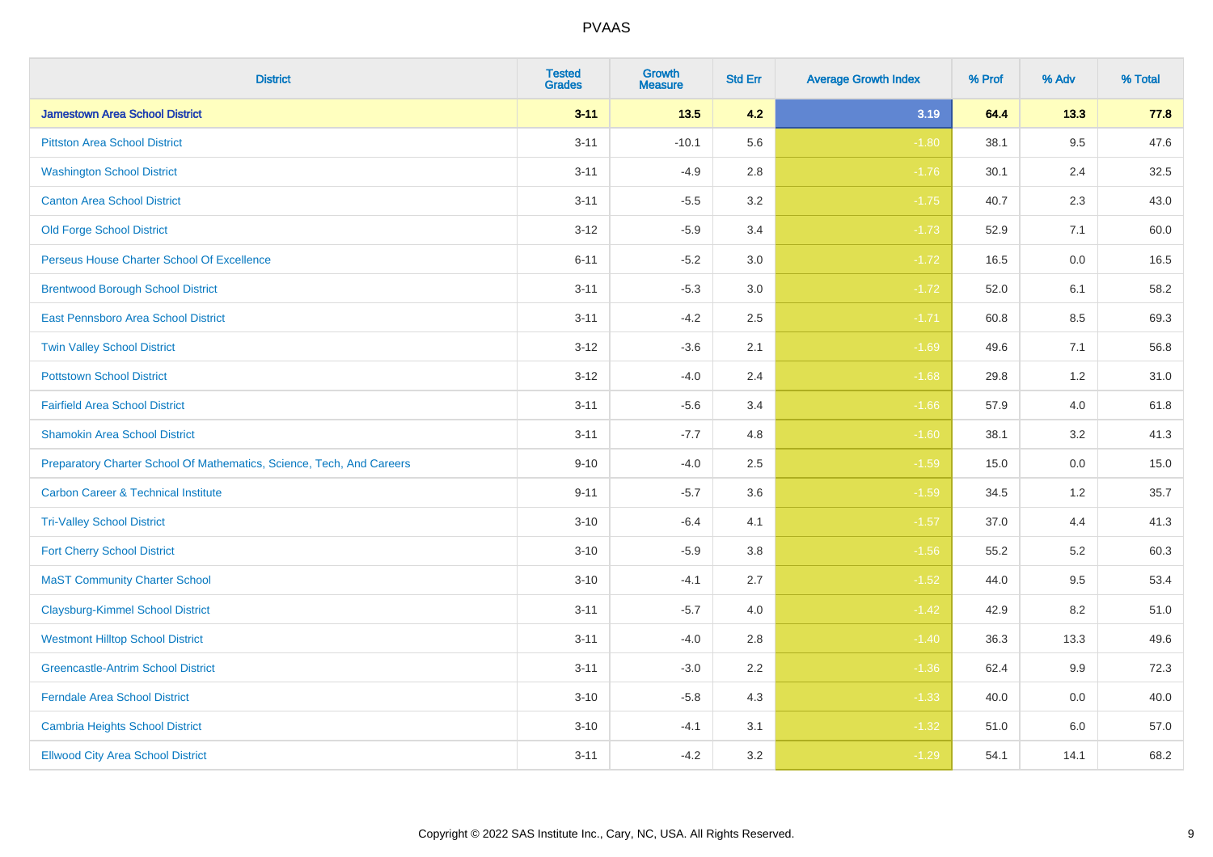PVAAS

| District | Tested Grades | Growth Measure | Std Err | Average Growth Index | % Prof | % Adv | % Total |
|---|---|---|---|---|---|---|---|
| **Jamestown Area School District** | **3-11** | **13.5** | **4.2** | **3.19** | **64.4** | **13.3** | **77.8** |
| Pittston Area School District | 3-11 | -10.1 | 5.6 | -1.80 | 38.1 | 9.5 | 47.6 |
| Washington School District | 3-11 | -4.9 | 2.8 | -1.76 | 30.1 | 2.4 | 32.5 |
| Canton Area School District | 3-11 | -5.5 | 3.2 | -1.75 | 40.7 | 2.3 | 43.0 |
| Old Forge School District | 3-12 | -5.9 | 3.4 | -1.73 | 52.9 | 7.1 | 60.0 |
| Perseus House Charter School Of Excellence | 6-11 | -5.2 | 3.0 | -1.72 | 16.5 | 0.0 | 16.5 |
| Brentwood Borough School District | 3-11 | -5.3 | 3.0 | -1.72 | 52.0 | 6.1 | 58.2 |
| East Pennsboro Area School District | 3-11 | -4.2 | 2.5 | -1.71 | 60.8 | 8.5 | 69.3 |
| Twin Valley School District | 3-12 | -3.6 | 2.1 | -1.69 | 49.6 | 7.1 | 56.8 |
| Pottstown School District | 3-12 | -4.0 | 2.4 | -1.68 | 29.8 | 1.2 | 31.0 |
| Fairfield Area School District | 3-11 | -5.6 | 3.4 | -1.66 | 57.9 | 4.0 | 61.8 |
| Shamokin Area School District | 3-11 | -7.7 | 4.8 | -1.60 | 38.1 | 3.2 | 41.3 |
| Preparatory Charter School Of Mathematics, Science, Tech, And Careers | 9-10 | -4.0 | 2.5 | -1.59 | 15.0 | 0.0 | 15.0 |
| Carbon Career & Technical Institute | 9-11 | -5.7 | 3.6 | -1.59 | 34.5 | 1.2 | 35.7 |
| Tri-Valley School District | 3-10 | -6.4 | 4.1 | -1.57 | 37.0 | 4.4 | 41.3 |
| Fort Cherry School District | 3-10 | -5.9 | 3.8 | -1.56 | 55.2 | 5.2 | 60.3 |
| MaST Community Charter School | 3-10 | -4.1 | 2.7 | -1.52 | 44.0 | 9.5 | 53.4 |
| Claysburg-Kimmel School District | 3-11 | -5.7 | 4.0 | -1.42 | 42.9 | 8.2 | 51.0 |
| Westmont Hilltop School District | 3-11 | -4.0 | 2.8 | -1.40 | 36.3 | 13.3 | 49.6 |
| Greencastle-Antrim School District | 3-11 | -3.0 | 2.2 | -1.36 | 62.4 | 9.9 | 72.3 |
| Ferndale Area School District | 3-10 | -5.8 | 4.3 | -1.33 | 40.0 | 0.0 | 40.0 |
| Cambria Heights School District | 3-10 | -4.1 | 3.1 | -1.32 | 51.0 | 6.0 | 57.0 |
| Ellwood City Area School District | 3-11 | -4.2 | 3.2 | -1.29 | 54.1 | 14.1 | 68.2 |

Copyright © 2022 SAS Institute Inc., Cary, NC, USA. All Rights Reserved.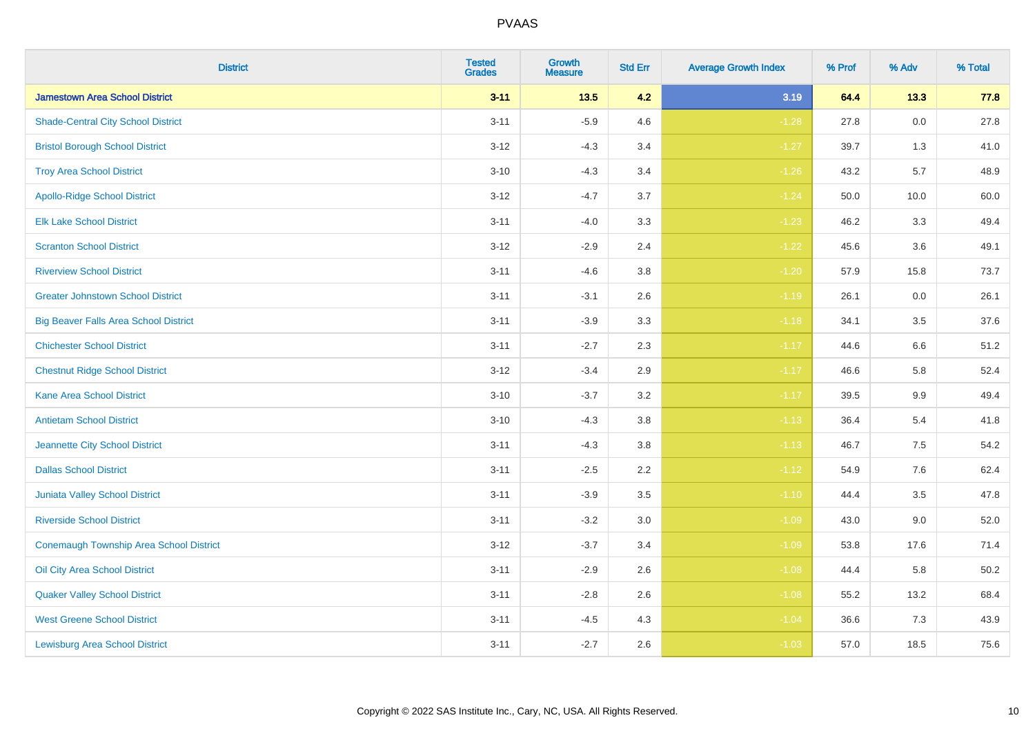# PVAAS

| District | Tested Grades | Growth Measure | Std Err | Average Growth Index | % Prof | % Adv | % Total |
|---|---|---|---|---|---|---|---|
| **Jamestown Area School District** | **3-11** | **13.5** | **4.2** | **3.19** | **64.4** | **13.3** | **77.8** |
| Shade-Central City School District | 3-11 | -5.9 | 4.6 | -1.28 | 27.8 | 0.0 | 27.8 |
| Bristol Borough School District | 3-12 | -4.3 | 3.4 | -1.27 | 39.7 | 1.3 | 41.0 |
| Troy Area School District | 3-10 | -4.3 | 3.4 | -1.26 | 43.2 | 5.7 | 48.9 |
| Apollo-Ridge School District | 3-12 | -4.7 | 3.7 | -1.24 | 50.0 | 10.0 | 60.0 |
| Elk Lake School District | 3-11 | -4.0 | 3.3 | -1.23 | 46.2 | 3.3 | 49.4 |
| Scranton School District | 3-12 | -2.9 | 2.4 | -1.22 | 45.6 | 3.6 | 49.1 |
| Riverview School District | 3-11 | -4.6 | 3.8 | -1.20 | 57.9 | 15.8 | 73.7 |
| Greater Johnstown School District | 3-11 | -3.1 | 2.6 | -1.19 | 26.1 | 0.0 | 26.1 |
| Big Beaver Falls Area School District | 3-11 | -3.9 | 3.3 | -1.18 | 34.1 | 3.5 | 37.6 |
| Chichester School District | 3-11 | -2.7 | 2.3 | -1.17 | 44.6 | 6.6 | 51.2 |
| Chestnut Ridge School District | 3-12 | -3.4 | 2.9 | -1.17 | 46.6 | 5.8 | 52.4 |
| Kane Area School District | 3-10 | -3.7 | 3.2 | -1.17 | 39.5 | 9.9 | 49.4 |
| Antietam School District | 3-10 | -4.3 | 3.8 | -1.13 | 36.4 | 5.4 | 41.8 |
| Jeannette City School District | 3-11 | -4.3 | 3.8 | -1.13 | 46.7 | 7.5 | 54.2 |
| Dallas School District | 3-11 | -2.5 | 2.2 | -1.12 | 54.9 | 7.6 | 62.4 |
| Juniata Valley School District | 3-11 | -3.9 | 3.5 | -1.10 | 44.4 | 3.5 | 47.8 |
| Riverside School District | 3-11 | -3.2 | 3.0 | -1.09 | 43.0 | 9.0 | 52.0 |
| Conemaugh Township Area School District | 3-12 | -3.7 | 3.4 | -1.09 | 53.8 | 17.6 | 71.4 |
| Oil City Area School District | 3-11 | -2.9 | 2.6 | -1.08 | 44.4 | 5.8 | 50.2 |
| Quaker Valley School District | 3-11 | -2.8 | 2.6 | -1.08 | 55.2 | 13.2 | 68.4 |
| West Greene School District | 3-11 | -4.5 | 4.3 | -1.04 | 36.6 | 7.3 | 43.9 |
| Lewisburg Area School District | 3-11 | -2.7 | 2.6 | -1.03 | 57.0 | 18.5 | 75.6 |

Copyright © 2022 SAS Institute Inc., Cary, NC, USA. All Rights Reserved.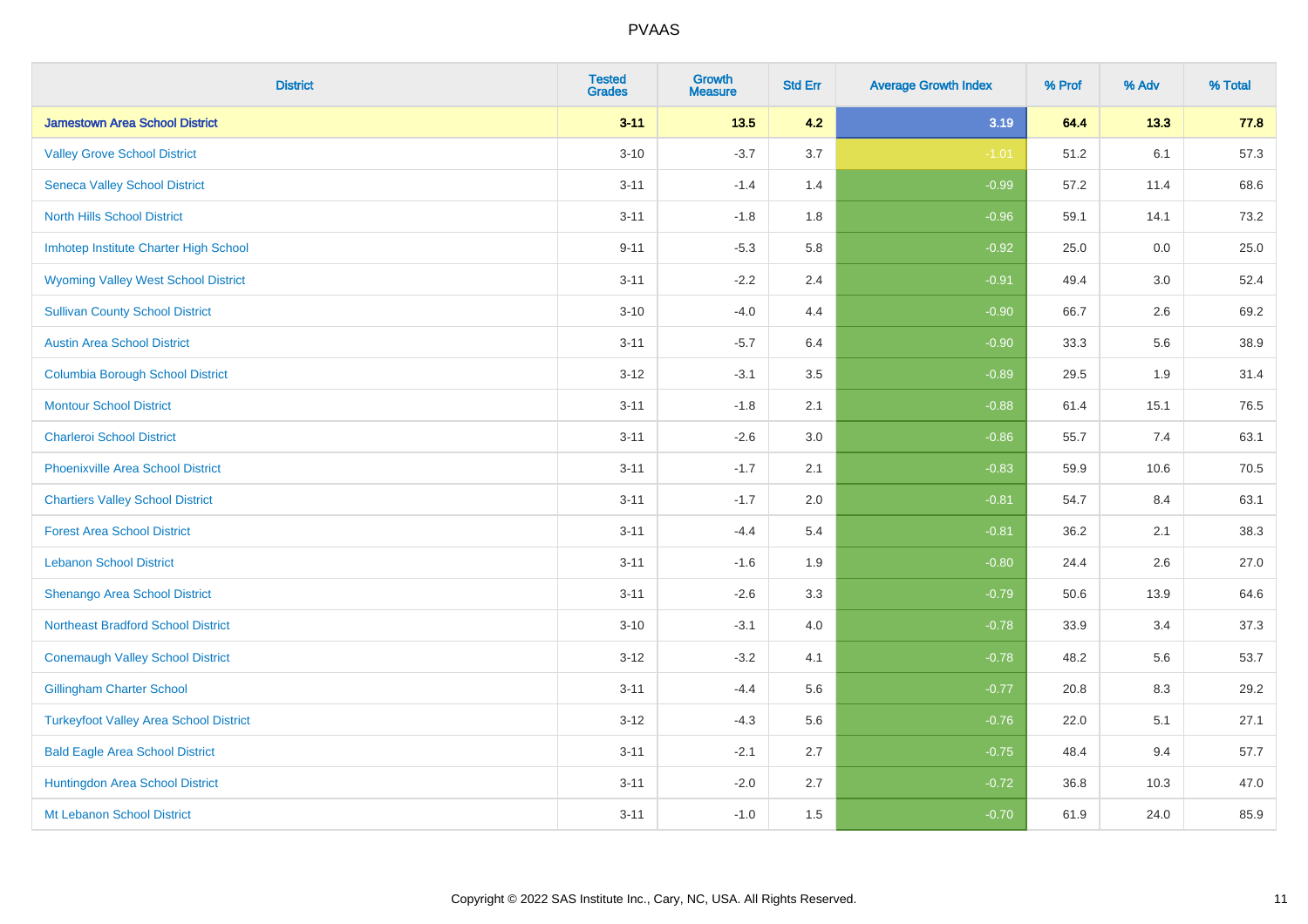# PVAAS

| District | Tested Grades | Growth Measure | Std Err | Average Growth Index | % Prof | % Adv | % Total |
|---|---|---|---|---|---|---|---|
| **Jamestown Area School District** | **3-11** | **13.5** | **4.2** | **3.19** | **64.4** | **13.3** | **77.8** |
| Valley Grove School District | 3-10 | -3.7 | 3.7 | -1.01 | 51.2 | 6.1 | 57.3 |
| Seneca Valley School District | 3-11 | -1.4 | 1.4 | -0.99 | 57.2 | 11.4 | 68.6 |
| North Hills School District | 3-11 | -1.8 | 1.8 | -0.96 | 59.1 | 14.1 | 73.2 |
| Imhotep Institute Charter High School | 9-11 | -5.3 | 5.8 | -0.92 | 25.0 | 0.0 | 25.0 |
| Wyoming Valley West School District | 3-11 | -2.2 | 2.4 | -0.91 | 49.4 | 3.0 | 52.4 |
| Sullivan County School District | 3-10 | -4.0 | 4.4 | -0.90 | 66.7 | 2.6 | 69.2 |
| Austin Area School District | 3-11 | -5.7 | 6.4 | -0.90 | 33.3 | 5.6 | 38.9 |
| Columbia Borough School District | 3-12 | -3.1 | 3.5 | -0.89 | 29.5 | 1.9 | 31.4 |
| Montour School District | 3-11 | -1.8 | 2.1 | -0.88 | 61.4 | 15.1 | 76.5 |
| Charleroi School District | 3-11 | -2.6 | 3.0 | -0.86 | 55.7 | 7.4 | 63.1 |
| Phoenixville Area School District | 3-11 | -1.7 | 2.1 | -0.83 | 59.9 | 10.6 | 70.5 |
| Chartiers Valley School District | 3-11 | -1.7 | 2.0 | -0.81 | 54.7 | 8.4 | 63.1 |
| Forest Area School District | 3-11 | -4.4 | 5.4 | -0.81 | 36.2 | 2.1 | 38.3 |
| Lebanon School District | 3-11 | -1.6 | 1.9 | -0.80 | 24.4 | 2.6 | 27.0 |
| Shenango Area School District | 3-11 | -2.6 | 3.3 | -0.79 | 50.6 | 13.9 | 64.6 |
| Northeast Bradford School District | 3-10 | -3.1 | 4.0 | -0.78 | 33.9 | 3.4 | 37.3 |
| Conemaugh Valley School District | 3-12 | -3.2 | 4.1 | -0.78 | 48.2 | 5.6 | 53.7 |
| Gillingham Charter School | 3-11 | -4.4 | 5.6 | -0.77 | 20.8 | 8.3 | 29.2 |
| Turkeyfoot Valley Area School District | 3-12 | -4.3 | 5.6 | -0.76 | 22.0 | 5.1 | 27.1 |
| Bald Eagle Area School District | 3-11 | -2.1 | 2.7 | -0.75 | 48.4 | 9.4 | 57.7 |
| Huntingdon Area School District | 3-11 | -2.0 | 2.7 | -0.72 | 36.8 | 10.3 | 47.0 |
| Mt Lebanon School District | 3-11 | -1.0 | 1.5 | -0.70 | 61.9 | 24.0 | 85.9 |

Copyright © 2022 SAS Institute Inc., Cary, NC, USA. All Rights Reserved.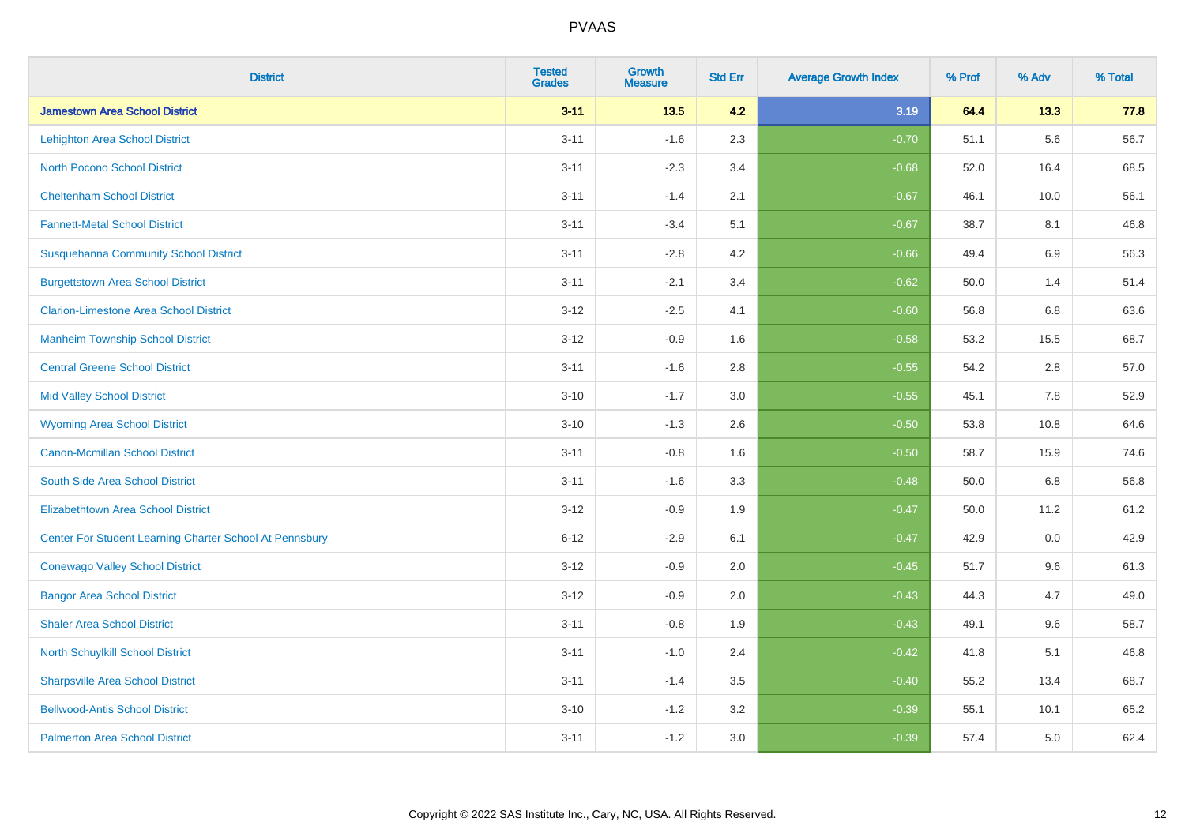| District | Tested Grades | Growth Measure | Std Err | Average Growth Index | % Prof | % Adv | % Total |
|---|---|---|---|---|---|---|---|
| **Jamestown Area School District** | **3-11** | **13.5** | **4.2** | **3.19** | **64.4** | **13.3** | **77.8** |
| Lehighton Area School District | 3-11 | -1.6 | 2.3 | -0.70 | 51.1 | 5.6 | 56.7 |
| North Pocono School District | 3-11 | -2.3 | 3.4 | -0.68 | 52.0 | 16.4 | 68.5 |
| Cheltenham School District | 3-11 | -1.4 | 2.1 | -0.67 | 46.1 | 10.0 | 56.1 |
| Fannett-Metal School District | 3-11 | -3.4 | 5.1 | -0.67 | 38.7 | 8.1 | 46.8 |
| Susquehanna Community School District | 3-11 | -2.8 | 4.2 | -0.66 | 49.4 | 6.9 | 56.3 |
| Burgettstown Area School District | 3-11 | -2.1 | 3.4 | -0.62 | 50.0 | 1.4 | 51.4 |
| Clarion-Limestone Area School District | 3-12 | -2.5 | 4.1 | -0.60 | 56.8 | 6.8 | 63.6 |
| Manheim Township School District | 3-12 | -0.9 | 1.6 | -0.58 | 53.2 | 15.5 | 68.7 |
| Central Greene School District | 3-11 | -1.6 | 2.8 | -0.55 | 54.2 | 2.8 | 57.0 |
| Mid Valley School District | 3-10 | -1.7 | 3.0 | -0.55 | 45.1 | 7.8 | 52.9 |
| Wyoming Area School District | 3-10 | -1.3 | 2.6 | -0.50 | 53.8 | 10.8 | 64.6 |
| Canon-Mcmillan School District | 3-11 | -0.8 | 1.6 | -0.50 | 58.7 | 15.9 | 74.6 |
| South Side Area School District | 3-11 | -1.6 | 3.3 | -0.48 | 50.0 | 6.8 | 56.8 |
| Elizabethtown Area School District | 3-12 | -0.9 | 1.9 | -0.47 | 50.0 | 11.2 | 61.2 |
| Center For Student Learning Charter School At Pennsbury | 6-12 | -2.9 | 6.1 | -0.47 | 42.9 | 0.0 | 42.9 |
| Conewago Valley School District | 3-12 | -0.9 | 2.0 | -0.45 | 51.7 | 9.6 | 61.3 |
| Bangor Area School District | 3-12 | -0.9 | 2.0 | -0.43 | 44.3 | 4.7 | 49.0 |
| Shaler Area School District | 3-11 | -0.8 | 1.9 | -0.43 | 49.1 | 9.6 | 58.7 |
| North Schuylkill School District | 3-11 | -1.0 | 2.4 | -0.42 | 41.8 | 5.1 | 46.8 |
| Sharpsville Area School District | 3-11 | -1.4 | 3.5 | -0.40 | 55.2 | 13.4 | 68.7 |
| Bellwood-Antis School District | 3-10 | -1.2 | 3.2 | -0.39 | 55.1 | 10.1 | 65.2 |
| Palmerton Area School District | 3-11 | -1.2 | 3.0 | -0.39 | 57.4 | 5.0 | 62.4 |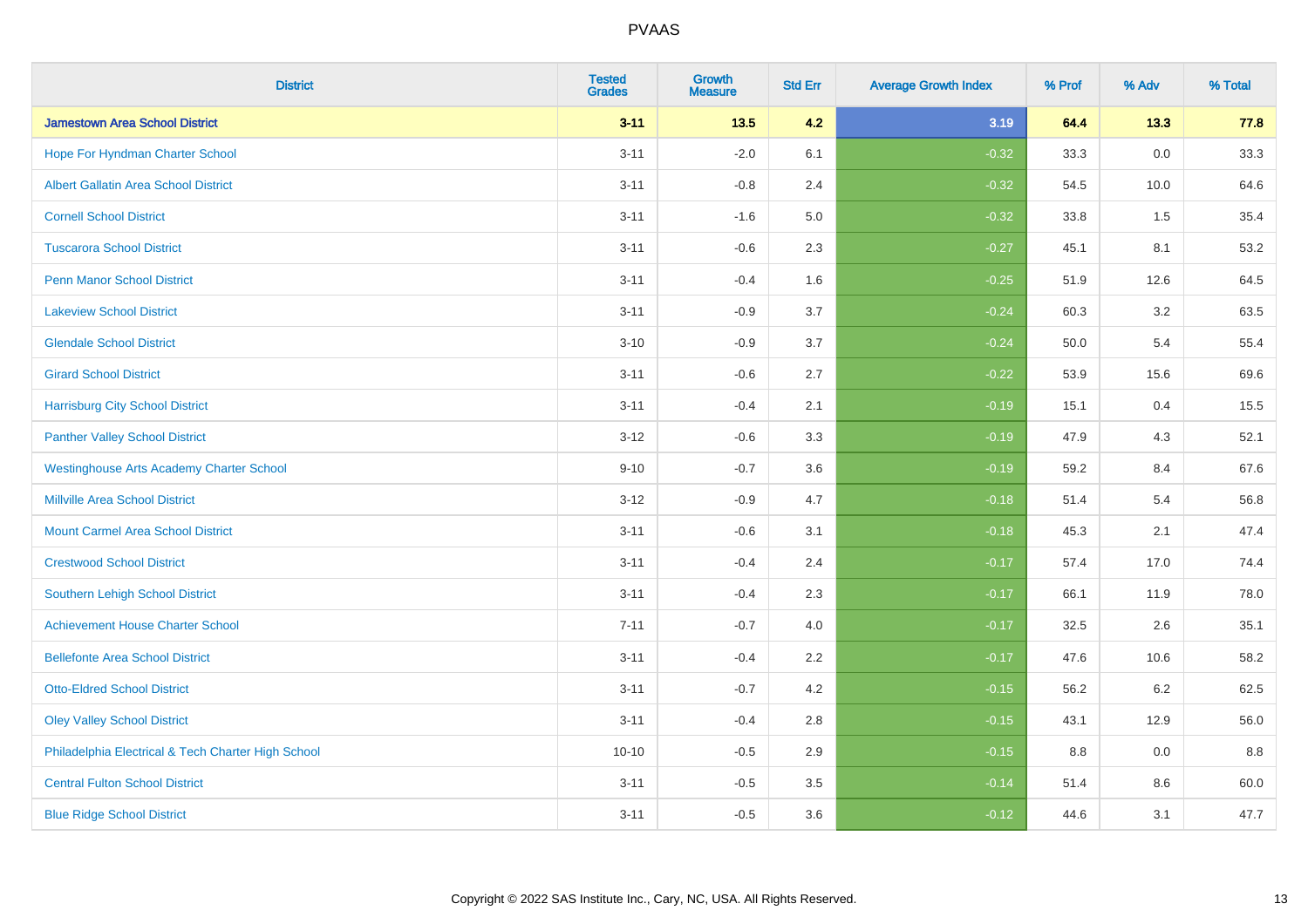PVAAS

| District | Tested Grades | Growth Measure | Std Err | Average Growth Index | % Prof | % Adv | % Total |
|---|---|---|---|---|---|---|---|
| **Jamestown Area School District** | **3-11** | **13.5** | **4.2** | **3.19** | **64.4** | **13.3** | **77.8** |
| Hope For Hyndman Charter School | 3-11 | -2.0 | 6.1 | -0.32 | 33.3 | 0.0 | 33.3 |
| Albert Gallatin Area School District | 3-11 | -0.8 | 2.4 | -0.32 | 54.5 | 10.0 | 64.6 |
| Cornell School District | 3-11 | -1.6 | 5.0 | -0.32 | 33.8 | 1.5 | 35.4 |
| Tuscarora School District | 3-11 | -0.6 | 2.3 | -0.27 | 45.1 | 8.1 | 53.2 |
| Penn Manor School District | 3-11 | -0.4 | 1.6 | -0.25 | 51.9 | 12.6 | 64.5 |
| Lakeview School District | 3-11 | -0.9 | 3.7 | -0.24 | 60.3 | 3.2 | 63.5 |
| Glendale School District | 3-10 | -0.9 | 3.7 | -0.24 | 50.0 | 5.4 | 55.4 |
| Girard School District | 3-11 | -0.6 | 2.7 | -0.22 | 53.9 | 15.6 | 69.6 |
| Harrisburg City School District | 3-11 | -0.4 | 2.1 | -0.19 | 15.1 | 0.4 | 15.5 |
| Panther Valley School District | 3-12 | -0.6 | 3.3 | -0.19 | 47.9 | 4.3 | 52.1 |
| Westinghouse Arts Academy Charter School | 9-10 | -0.7 | 3.6 | -0.19 | 59.2 | 8.4 | 67.6 |
| Millville Area School District | 3-12 | -0.9 | 4.7 | -0.18 | 51.4 | 5.4 | 56.8 |
| Mount Carmel Area School District | 3-11 | -0.6 | 3.1 | -0.18 | 45.3 | 2.1 | 47.4 |
| Crestwood School District | 3-11 | -0.4 | 2.4 | -0.17 | 57.4 | 17.0 | 74.4 |
| Southern Lehigh School District | 3-11 | -0.4 | 2.3 | -0.17 | 66.1 | 11.9 | 78.0 |
| Achievement House Charter School | 7-11 | -0.7 | 4.0 | -0.17 | 32.5 | 2.6 | 35.1 |
| Bellefonte Area School District | 3-11 | -0.4 | 2.2 | -0.17 | 47.6 | 10.6 | 58.2 |
| Otto-Eldred School District | 3-11 | -0.7 | 4.2 | -0.15 | 56.2 | 6.2 | 62.5 |
| Oley Valley School District | 3-11 | -0.4 | 2.8 | -0.15 | 43.1 | 12.9 | 56.0 |
| Philadelphia Electrical & Tech Charter High School | 10-10 | -0.5 | 2.9 | -0.15 | 8.8 | 0.0 | 8.8 |
| Central Fulton School District | 3-11 | -0.5 | 3.5 | -0.14 | 51.4 | 8.6 | 60.0 |
| Blue Ridge School District | 3-11 | -0.5 | 3.6 | -0.12 | 44.6 | 3.1 | 47.7 |

Copyright © 2022 SAS Institute Inc., Cary, NC, USA. All Rights Reserved.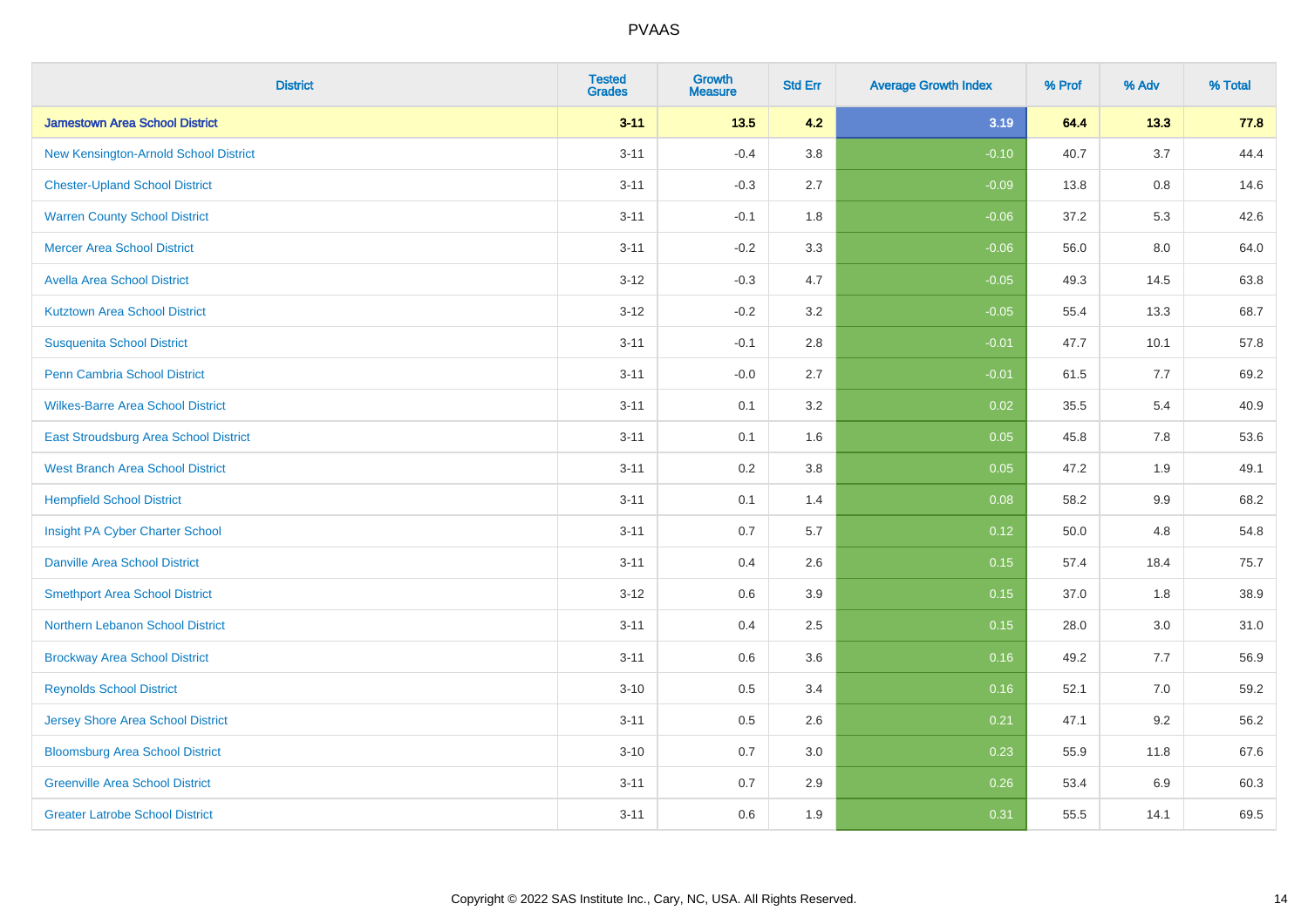PVAAS

| District | Tested Grades | Growth Measure | Std Err | Average Growth Index | % Prof | % Adv | % Total |
|---|---|---|---|---|---|---|---|
| **Jamestown Area School District** | **3-11** | **13.5** | **4.2** | **3.19** | **64.4** | **13.3** | **77.8** |
| New Kensington-Arnold School District | 3-11 | -0.4 | 3.8 | -0.10 | 40.7 | 3.7 | 44.4 |
| Chester-Upland School District | 3-11 | -0.3 | 2.7 | -0.09 | 13.8 | 0.8 | 14.6 |
| Warren County School District | 3-11 | -0.1 | 1.8 | -0.06 | 37.2 | 5.3 | 42.6 |
| Mercer Area School District | 3-11 | -0.2 | 3.3 | -0.06 | 56.0 | 8.0 | 64.0 |
| Avella Area School District | 3-12 | -0.3 | 4.7 | -0.05 | 49.3 | 14.5 | 63.8 |
| Kutztown Area School District | 3-12 | -0.2 | 3.2 | -0.05 | 55.4 | 13.3 | 68.7 |
| Susquenita School District | 3-11 | -0.1 | 2.8 | -0.01 | 47.7 | 10.1 | 57.8 |
| Penn Cambria School District | 3-11 | -0.0 | 2.7 | -0.01 | 61.5 | 7.7 | 69.2 |
| Wilkes-Barre Area School District | 3-11 | 0.1 | 3.2 | 0.02 | 35.5 | 5.4 | 40.9 |
| East Stroudsburg Area School District | 3-11 | 0.1 | 1.6 | 0.05 | 45.8 | 7.8 | 53.6 |
| West Branch Area School District | 3-11 | 0.2 | 3.8 | 0.05 | 47.2 | 1.9 | 49.1 |
| Hempfield School District | 3-11 | 0.1 | 1.4 | 0.08 | 58.2 | 9.9 | 68.2 |
| Insight PA Cyber Charter School | 3-11 | 0.7 | 5.7 | 0.12 | 50.0 | 4.8 | 54.8 |
| Danville Area School District | 3-11 | 0.4 | 2.6 | 0.15 | 57.4 | 18.4 | 75.7 |
| Smethport Area School District | 3-12 | 0.6 | 3.9 | 0.15 | 37.0 | 1.8 | 38.9 |
| Northern Lebanon School District | 3-11 | 0.4 | 2.5 | 0.15 | 28.0 | 3.0 | 31.0 |
| Brockway Area School District | 3-11 | 0.6 | 3.6 | 0.16 | 49.2 | 7.7 | 56.9 |
| Reynolds School District | 3-10 | 0.5 | 3.4 | 0.16 | 52.1 | 7.0 | 59.2 |
| Jersey Shore Area School District | 3-11 | 0.5 | 2.6 | 0.21 | 47.1 | 9.2 | 56.2 |
| Bloomsburg Area School District | 3-10 | 0.7 | 3.0 | 0.23 | 55.9 | 11.8 | 67.6 |
| Greenville Area School District | 3-11 | 0.7 | 2.9 | 0.26 | 53.4 | 6.9 | 60.3 |
| Greater Latrobe School District | 3-11 | 0.6 | 1.9 | 0.31 | 55.5 | 14.1 | 69.5 |

Copyright © 2022 SAS Institute Inc., Cary, NC, USA. All Rights Reserved.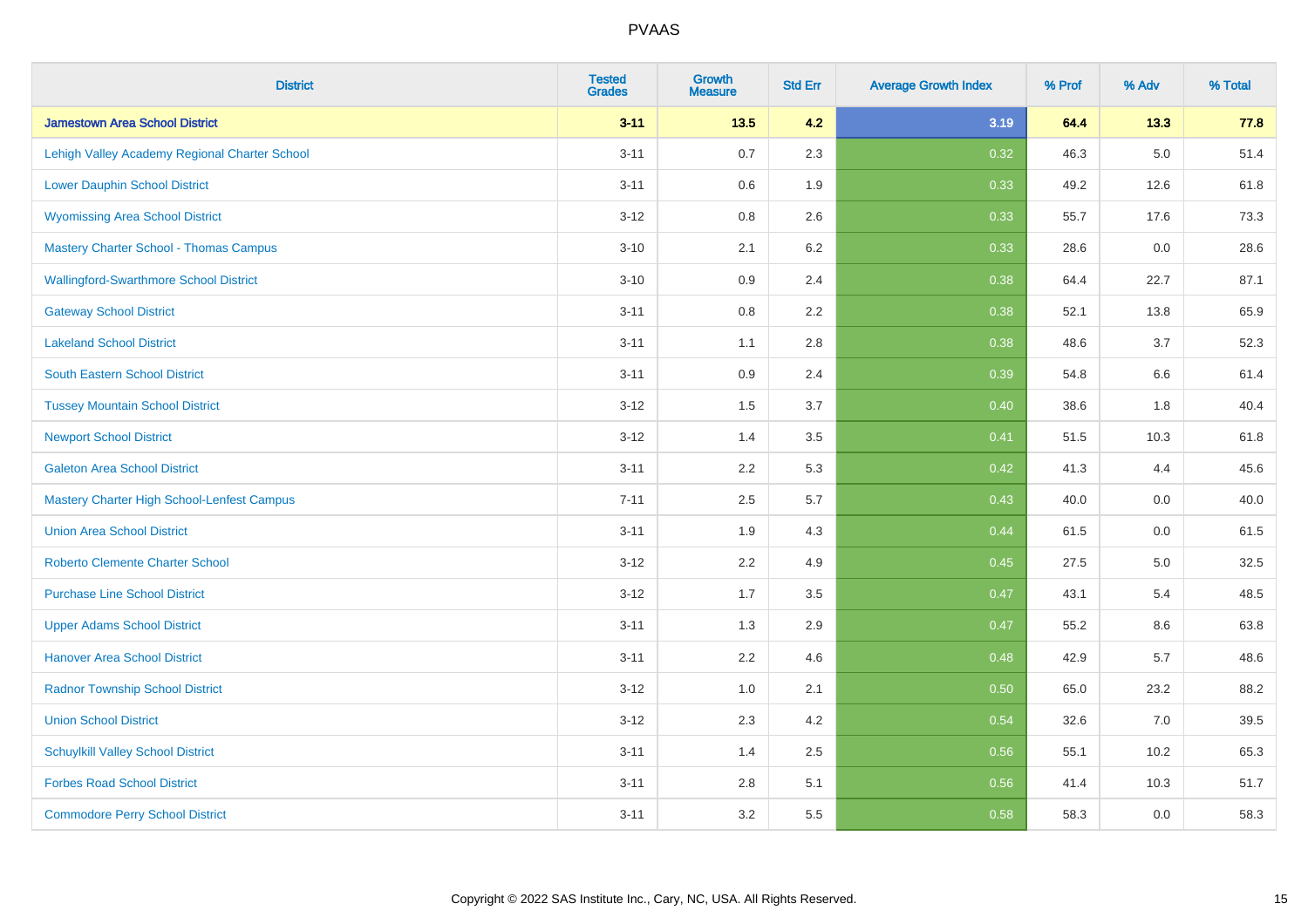# PVAAS

| District | Tested Grades | Growth Measure | Std Err | Average Growth Index | % Prof | % Adv | % Total |
|---|---|---|---|---|---|---|---|
| **Jamestown Area School District** | **3-11** | **13.5** | **4.2** | **3.19** | **64.4** | **13.3** | **77.8** |
| Lehigh Valley Academy Regional Charter School | 3-11 | 0.7 | 2.3 | 0.32 | 46.3 | 5.0 | 51.4 |
| Lower Dauphin School District | 3-11 | 0.6 | 1.9 | 0.33 | 49.2 | 12.6 | 61.8 |
| Wyomissing Area School District | 3-12 | 0.8 | 2.6 | 0.33 | 55.7 | 17.6 | 73.3 |
| Mastery Charter School - Thomas Campus | 3-10 | 2.1 | 6.2 | 0.33 | 28.6 | 0.0 | 28.6 |
| Wallingford-Swarthmore School District | 3-10 | 0.9 | 2.4 | 0.38 | 64.4 | 22.7 | 87.1 |
| Gateway School District | 3-11 | 0.8 | 2.2 | 0.38 | 52.1 | 13.8 | 65.9 |
| Lakeland School District | 3-11 | 1.1 | 2.8 | 0.38 | 48.6 | 3.7 | 52.3 |
| South Eastern School District | 3-11 | 0.9 | 2.4 | 0.39 | 54.8 | 6.6 | 61.4 |
| Tussey Mountain School District | 3-12 | 1.5 | 3.7 | 0.40 | 38.6 | 1.8 | 40.4 |
| Newport School District | 3-12 | 1.4 | 3.5 | 0.41 | 51.5 | 10.3 | 61.8 |
| Galeton Area School District | 3-11 | 2.2 | 5.3 | 0.42 | 41.3 | 4.4 | 45.6 |
| Mastery Charter High School-Lenfest Campus | 7-11 | 2.5 | 5.7 | 0.43 | 40.0 | 0.0 | 40.0 |
| Union Area School District | 3-11 | 1.9 | 4.3 | 0.44 | 61.5 | 0.0 | 61.5 |
| Roberto Clemente Charter School | 3-12 | 2.2 | 4.9 | 0.45 | 27.5 | 5.0 | 32.5 |
| Purchase Line School District | 3-12 | 1.7 | 3.5 | 0.47 | 43.1 | 5.4 | 48.5 |
| Upper Adams School District | 3-11 | 1.3 | 2.9 | 0.47 | 55.2 | 8.6 | 63.8 |
| Hanover Area School District | 3-11 | 2.2 | 4.6 | 0.48 | 42.9 | 5.7 | 48.6 |
| Radnor Township School District | 3-12 | 1.0 | 2.1 | 0.50 | 65.0 | 23.2 | 88.2 |
| Union School District | 3-12 | 2.3 | 4.2 | 0.54 | 32.6 | 7.0 | 39.5 |
| Schuylkill Valley School District | 3-11 | 1.4 | 2.5 | 0.56 | 55.1 | 10.2 | 65.3 |
| Forbes Road School District | 3-11 | 2.8 | 5.1 | 0.56 | 41.4 | 10.3 | 51.7 |
| Commodore Perry School District | 3-11 | 3.2 | 5.5 | 0.58 | 58.3 | 0.0 | 58.3 |

Copyright © 2022 SAS Institute Inc., Cary, NC, USA. All Rights Reserved.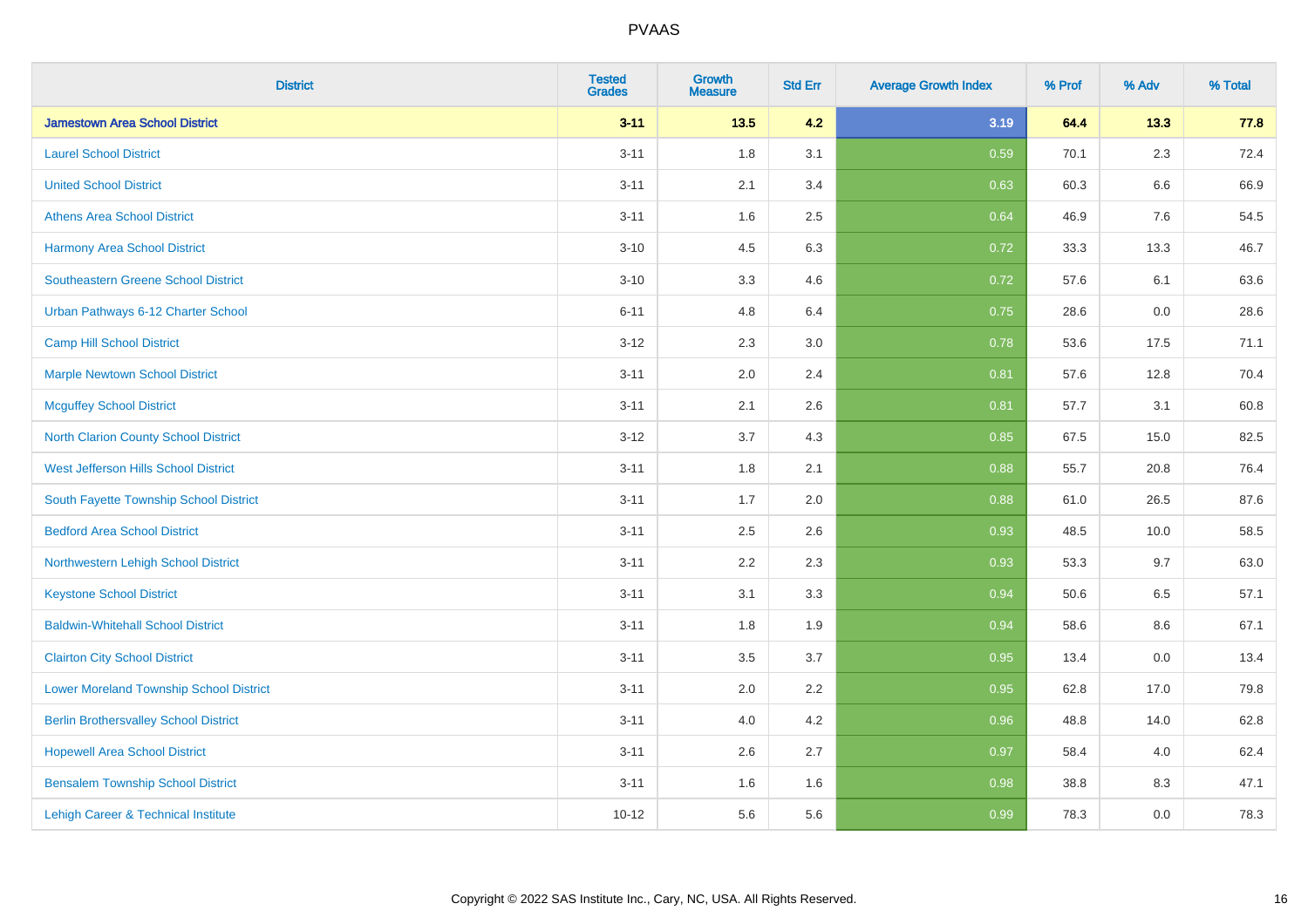| District | Tested Grades | Growth Measure | Std Err | Average Growth Index | % Prof | % Adv | % Total |
|---|---|---|---|---|---|---|---|
| **Jamestown Area School District** | **3-11** | **13.5** | **4.2** | **3.19** | **64.4** | **13.3** | **77.8** |
| Laurel School District | 3-11 | 1.8 | 3.1 | 0.59 | 70.1 | 2.3 | 72.4 |
| United School District | 3-11 | 2.1 | 3.4 | 0.63 | 60.3 | 6.6 | 66.9 |
| Athens Area School District | 3-11 | 1.6 | 2.5 | 0.64 | 46.9 | 7.6 | 54.5 |
| Harmony Area School District | 3-10 | 4.5 | 6.3 | 0.72 | 33.3 | 13.3 | 46.7 |
| Southeastern Greene School District | 3-10 | 3.3 | 4.6 | 0.72 | 57.6 | 6.1 | 63.6 |
| Urban Pathways 6-12 Charter School | 6-11 | 4.8 | 6.4 | 0.75 | 28.6 | 0.0 | 28.6 |
| Camp Hill School District | 3-12 | 2.3 | 3.0 | 0.78 | 53.6 | 17.5 | 71.1 |
| Marple Newtown School District | 3-11 | 2.0 | 2.4 | 0.81 | 57.6 | 12.8 | 70.4 |
| Mcguffey School District | 3-11 | 2.1 | 2.6 | 0.81 | 57.7 | 3.1 | 60.8 |
| North Clarion County School District | 3-12 | 3.7 | 4.3 | 0.85 | 67.5 | 15.0 | 82.5 |
| West Jefferson Hills School District | 3-11 | 1.8 | 2.1 | 0.88 | 55.7 | 20.8 | 76.4 |
| South Fayette Township School District | 3-11 | 1.7 | 2.0 | 0.88 | 61.0 | 26.5 | 87.6 |
| Bedford Area School District | 3-11 | 2.5 | 2.6 | 0.93 | 48.5 | 10.0 | 58.5 |
| Northwestern Lehigh School District | 3-11 | 2.2 | 2.3 | 0.93 | 53.3 | 9.7 | 63.0 |
| Keystone School District | 3-11 | 3.1 | 3.3 | 0.94 | 50.6 | 6.5 | 57.1 |
| Baldwin-Whitehall School District | 3-11 | 1.8 | 1.9 | 0.94 | 58.6 | 8.6 | 67.1 |
| Clairton City School District | 3-11 | 3.5 | 3.7 | 0.95 | 13.4 | 0.0 | 13.4 |
| Lower Moreland Township School District | 3-11 | 2.0 | 2.2 | 0.95 | 62.8 | 17.0 | 79.8 |
| Berlin Brothersvalley School District | 3-11 | 4.0 | 4.2 | 0.96 | 48.8 | 14.0 | 62.8 |
| Hopewell Area School District | 3-11 | 2.6 | 2.7 | 0.97 | 58.4 | 4.0 | 62.4 |
| Bensalem Township School District | 3-11 | 1.6 | 1.6 | 0.98 | 38.8 | 8.3 | 47.1 |
| Lehigh Career & Technical Institute | 10-12 | 5.6 | 5.6 | 0.99 | 78.3 | 0.0 | 78.3 |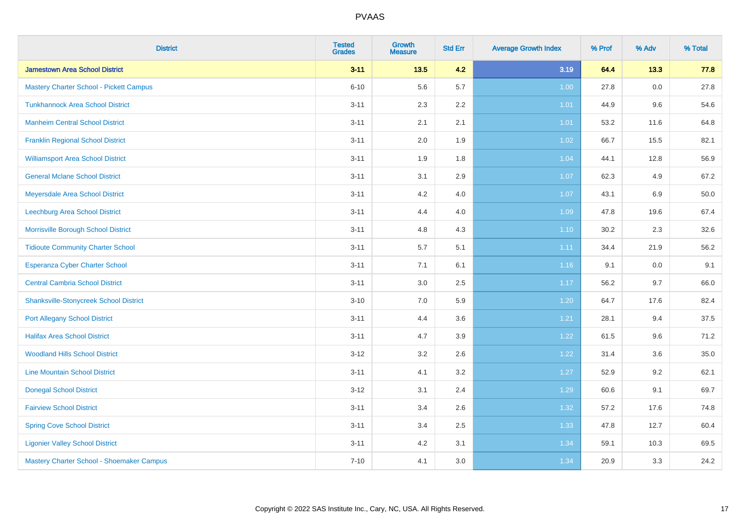# PVAAS

| District | Tested Grades | Growth Measure | Std Err | Average Growth Index | % Prof | % Adv | % Total |
|---|---|---|---|---|---|---|---|
| **Jamestown Area School District** | **3-11** | **13.5** | **4.2** | **3.19** | **64.4** | **13.3** | **77.8** |
| Mastery Charter School - Pickett Campus | 6-10 | 5.6 | 5.7 | 1.00 | 27.8 | 0.0 | 27.8 |
| Tunkhannock Area School District | 3-11 | 2.3 | 2.2 | 1.01 | 44.9 | 9.6 | 54.6 |
| Manheim Central School District | 3-11 | 2.1 | 2.1 | 1.01 | 53.2 | 11.6 | 64.8 |
| Franklin Regional School District | 3-11 | 2.0 | 1.9 | 1.02 | 66.7 | 15.5 | 82.1 |
| Williamsport Area School District | 3-11 | 1.9 | 1.8 | 1.04 | 44.1 | 12.8 | 56.9 |
| General Mclane School District | 3-11 | 3.1 | 2.9 | 1.07 | 62.3 | 4.9 | 67.2 |
| Meyersdale Area School District | 3-11 | 4.2 | 4.0 | 1.07 | 43.1 | 6.9 | 50.0 |
| Leechburg Area School District | 3-11 | 4.4 | 4.0 | 1.09 | 47.8 | 19.6 | 67.4 |
| Morrisville Borough School District | 3-11 | 4.8 | 4.3 | 1.10 | 30.2 | 2.3 | 32.6 |
| Tidioute Community Charter School | 3-11 | 5.7 | 5.1 | 1.11 | 34.4 | 21.9 | 56.2 |
| Esperanza Cyber Charter School | 3-11 | 7.1 | 6.1 | 1.16 | 9.1 | 0.0 | 9.1 |
| Central Cambria School District | 3-11 | 3.0 | 2.5 | 1.17 | 56.2 | 9.7 | 66.0 |
| Shanksville-Stonycreek School District | 3-10 | 7.0 | 5.9 | 1.20 | 64.7 | 17.6 | 82.4 |
| Port Allegany School District | 3-11 | 4.4 | 3.6 | 1.21 | 28.1 | 9.4 | 37.5 |
| Halifax Area School District | 3-11 | 4.7 | 3.9 | 1.22 | 61.5 | 9.6 | 71.2 |
| Woodland Hills School District | 3-12 | 3.2 | 2.6 | 1.22 | 31.4 | 3.6 | 35.0 |
| Line Mountain School District | 3-11 | 4.1 | 3.2 | 1.27 | 52.9 | 9.2 | 62.1 |
| Donegal School District | 3-12 | 3.1 | 2.4 | 1.29 | 60.6 | 9.1 | 69.7 |
| Fairview School District | 3-11 | 3.4 | 2.6 | 1.32 | 57.2 | 17.6 | 74.8 |
| Spring Cove School District | 3-11 | 3.4 | 2.5 | 1.33 | 47.8 | 12.7 | 60.4 |
| Ligonier Valley School District | 3-11 | 4.2 | 3.1 | 1.34 | 59.1 | 10.3 | 69.5 |
| Mastery Charter School - Shoemaker Campus | 7-10 | 4.1 | 3.0 | 1.34 | 20.9 | 3.3 | 24.2 |

Copyright © 2022 SAS Institute Inc., Cary, NC, USA. All Rights Reserved.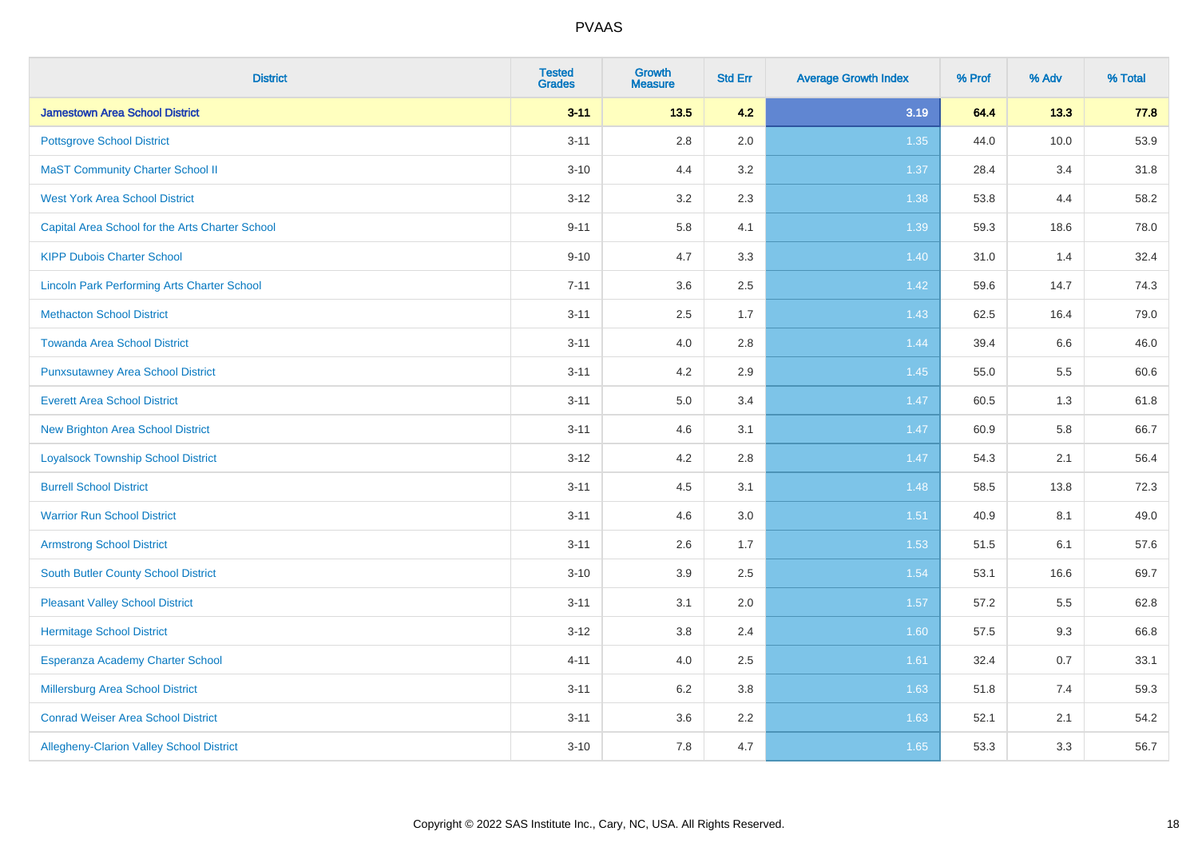PVAAS

| District | Tested Grades | Growth Measure | Std Err | Average Growth Index | % Prof | % Adv | % Total |
|---|---|---|---|---|---|---|---|
| **Jamestown Area School District** | **3-11** | **13.5** | **4.2** | **3.19** | **64.4** | **13.3** | **77.8** |
| Pottsgrove School District | 3-11 | 2.8 | 2.0 | 1.35 | 44.0 | 10.0 | 53.9 |
| MaST Community Charter School II | 3-10 | 4.4 | 3.2 | 1.37 | 28.4 | 3.4 | 31.8 |
| West York Area School District | 3-12 | 3.2 | 2.3 | 1.38 | 53.8 | 4.4 | 58.2 |
| Capital Area School for the Arts Charter School | 9-11 | 5.8 | 4.1 | 1.39 | 59.3 | 18.6 | 78.0 |
| KIPP Dubois Charter School | 9-10 | 4.7 | 3.3 | 1.40 | 31.0 | 1.4 | 32.4 |
| Lincoln Park Performing Arts Charter School | 7-11 | 3.6 | 2.5 | 1.42 | 59.6 | 14.7 | 74.3 |
| Methacton School District | 3-11 | 2.5 | 1.7 | 1.43 | 62.5 | 16.4 | 79.0 |
| Towanda Area School District | 3-11 | 4.0 | 2.8 | 1.44 | 39.4 | 6.6 | 46.0 |
| Punxsutawney Area School District | 3-11 | 4.2 | 2.9 | 1.45 | 55.0 | 5.5 | 60.6 |
| Everett Area School District | 3-11 | 5.0 | 3.4 | 1.47 | 60.5 | 1.3 | 61.8 |
| New Brighton Area School District | 3-11 | 4.6 | 3.1 | 1.47 | 60.9 | 5.8 | 66.7 |
| Loyalsock Township School District | 3-12 | 4.2 | 2.8 | 1.47 | 54.3 | 2.1 | 56.4 |
| Burrell School District | 3-11 | 4.5 | 3.1 | 1.48 | 58.5 | 13.8 | 72.3 |
| Warrior Run School District | 3-11 | 4.6 | 3.0 | 1.51 | 40.9 | 8.1 | 49.0 |
| Armstrong School District | 3-11 | 2.6 | 1.7 | 1.53 | 51.5 | 6.1 | 57.6 |
| South Butler County School District | 3-10 | 3.9 | 2.5 | 1.54 | 53.1 | 16.6 | 69.7 |
| Pleasant Valley School District | 3-11 | 3.1 | 2.0 | 1.57 | 57.2 | 5.5 | 62.8 |
| Hermitage School District | 3-12 | 3.8 | 2.4 | 1.60 | 57.5 | 9.3 | 66.8 |
| Esperanza Academy Charter School | 4-11 | 4.0 | 2.5 | 1.61 | 32.4 | 0.7 | 33.1 |
| Millersburg Area School District | 3-11 | 6.2 | 3.8 | 1.63 | 51.8 | 7.4 | 59.3 |
| Conrad Weiser Area School District | 3-11 | 3.6 | 2.2 | 1.63 | 52.1 | 2.1 | 54.2 |
| Allegheny-Clarion Valley School District | 3-10 | 7.8 | 4.7 | 1.65 | 53.3 | 3.3 | 56.7 |

Copyright © 2022 SAS Institute Inc., Cary, NC, USA. All Rights Reserved.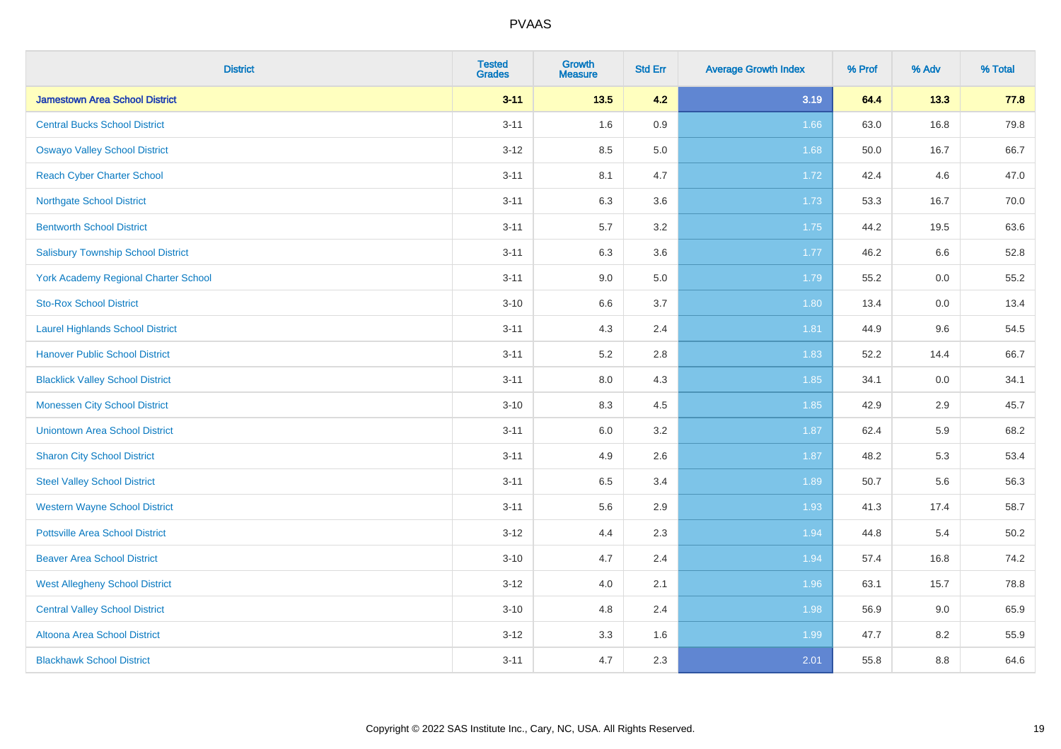| District | Tested Grades | Growth Measure | Std Err | Average Growth Index | % Prof | % Adv | % Total |
|---|---|---|---|---|---|---|---|
| **Jamestown Area School District** | **3-11** | **13.5** | **4.2** | **3.19** | **64.4** | **13.3** | **77.8** |
| Central Bucks School District | 3-11 | 1.6 | 0.9 | 1.66 | 63.0 | 16.8 | 79.8 |
| Oswayo Valley School District | 3-12 | 8.5 | 5.0 | 1.68 | 50.0 | 16.7 | 66.7 |
| Reach Cyber Charter School | 3-11 | 8.1 | 4.7 | 1.72 | 42.4 | 4.6 | 47.0 |
| Northgate School District | 3-11 | 6.3 | 3.6 | 1.73 | 53.3 | 16.7 | 70.0 |
| Bentworth School District | 3-11 | 5.7 | 3.2 | 1.75 | 44.2 | 19.5 | 63.6 |
| Salisbury Township School District | 3-11 | 6.3 | 3.6 | 1.77 | 46.2 | 6.6 | 52.8 |
| York Academy Regional Charter School | 3-11 | 9.0 | 5.0 | 1.79 | 55.2 | 0.0 | 55.2 |
| Sto-Rox School District | 3-10 | 6.6 | 3.7 | 1.80 | 13.4 | 0.0 | 13.4 |
| Laurel Highlands School District | 3-11 | 4.3 | 2.4 | 1.81 | 44.9 | 9.6 | 54.5 |
| Hanover Public School District | 3-11 | 5.2 | 2.8 | 1.83 | 52.2 | 14.4 | 66.7 |
| Blacklick Valley School District | 3-11 | 8.0 | 4.3 | 1.85 | 34.1 | 0.0 | 34.1 |
| Monessen City School District | 3-10 | 8.3 | 4.5 | 1.85 | 42.9 | 2.9 | 45.7 |
| Uniontown Area School District | 3-11 | 6.0 | 3.2 | 1.87 | 62.4 | 5.9 | 68.2 |
| Sharon City School District | 3-11 | 4.9 | 2.6 | 1.87 | 48.2 | 5.3 | 53.4 |
| Steel Valley School District | 3-11 | 6.5 | 3.4 | 1.89 | 50.7 | 5.6 | 56.3 |
| Western Wayne School District | 3-11 | 5.6 | 2.9 | 1.93 | 41.3 | 17.4 | 58.7 |
| Pottsville Area School District | 3-12 | 4.4 | 2.3 | 1.94 | 44.8 | 5.4 | 50.2 |
| Beaver Area School District | 3-10 | 4.7 | 2.4 | 1.94 | 57.4 | 16.8 | 74.2 |
| West Allegheny School District | 3-12 | 4.0 | 2.1 | 1.96 | 63.1 | 15.7 | 78.8 |
| Central Valley School District | 3-10 | 4.8 | 2.4 | 1.98 | 56.9 | 9.0 | 65.9 |
| Altoona Area School District | 3-12 | 3.3 | 1.6 | 1.99 | 47.7 | 8.2 | 55.9 |
| Blackhawk School District | 3-11 | 4.7 | 2.3 | 2.01 | 55.8 | 8.8 | 64.6 |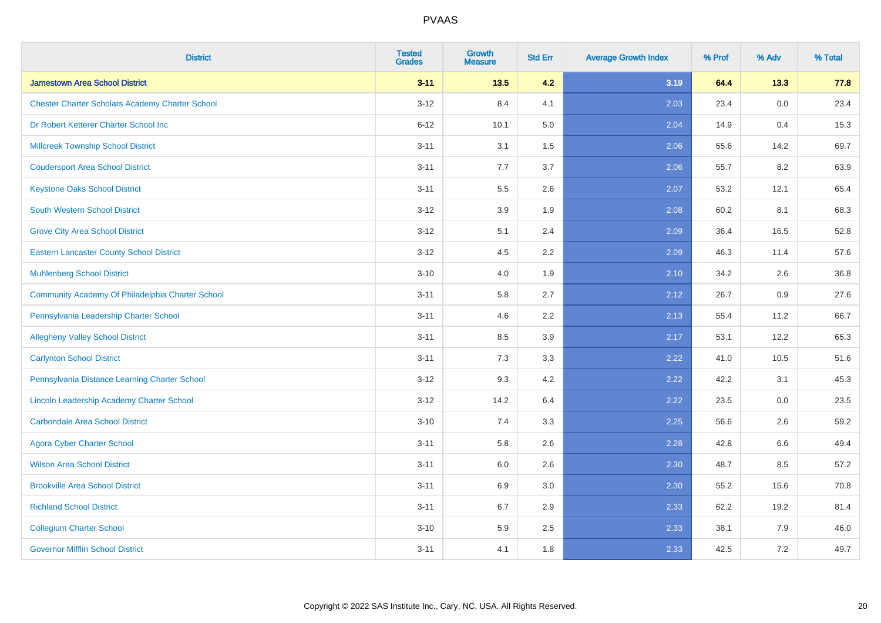PVAAS

| District | Tested Grades | Growth Measure | Std Err | Average Growth Index | % Prof | % Adv | % Total |
|---|---|---|---|---|---|---|---|
| **Jamestown Area School District** | **3-11** | **13.5** | **4.2** | **3.19** | **64.4** | **13.3** | **77.8** |
| Chester Charter Scholars Academy Charter School | 3-12 | 8.4 | 4.1 | 2.03 | 23.4 | 0.0 | 23.4 |
| Dr Robert Ketterer Charter School Inc | 6-12 | 10.1 | 5.0 | 2.04 | 14.9 | 0.4 | 15.3 |
| Millcreek Township School District | 3-11 | 3.1 | 1.5 | 2.06 | 55.6 | 14.2 | 69.7 |
| Coudersport Area School District | 3-11 | 7.7 | 3.7 | 2.06 | 55.7 | 8.2 | 63.9 |
| Keystone Oaks School District | 3-11 | 5.5 | 2.6 | 2.07 | 53.2 | 12.1 | 65.4 |
| South Western School District | 3-12 | 3.9 | 1.9 | 2.08 | 60.2 | 8.1 | 68.3 |
| Grove City Area School District | 3-12 | 5.1 | 2.4 | 2.09 | 36.4 | 16.5 | 52.8 |
| Eastern Lancaster County School District | 3-12 | 4.5 | 2.2 | 2.09 | 46.3 | 11.4 | 57.6 |
| Muhlenberg School District | 3-10 | 4.0 | 1.9 | 2.10 | 34.2 | 2.6 | 36.8 |
| Community Academy Of Philadelphia Charter School | 3-11 | 5.8 | 2.7 | 2.12 | 26.7 | 0.9 | 27.6 |
| Pennsylvania Leadership Charter School | 3-11 | 4.6 | 2.2 | 2.13 | 55.4 | 11.2 | 66.7 |
| Allegheny Valley School District | 3-11 | 8.5 | 3.9 | 2.17 | 53.1 | 12.2 | 65.3 |
| Carlynton School District | 3-11 | 7.3 | 3.3 | 2.22 | 41.0 | 10.5 | 51.6 |
| Pennsylvania Distance Learning Charter School | 3-12 | 9.3 | 4.2 | 2.22 | 42.2 | 3.1 | 45.3 |
| Lincoln Leadership Academy Charter School | 3-12 | 14.2 | 6.4 | 2.22 | 23.5 | 0.0 | 23.5 |
| Carbondale Area School District | 3-10 | 7.4 | 3.3 | 2.25 | 56.6 | 2.6 | 59.2 |
| Agora Cyber Charter School | 3-11 | 5.8 | 2.6 | 2.28 | 42.8 | 6.6 | 49.4 |
| Wilson Area School District | 3-11 | 6.0 | 2.6 | 2.30 | 48.7 | 8.5 | 57.2 |
| Brookville Area School District | 3-11 | 6.9 | 3.0 | 2.30 | 55.2 | 15.6 | 70.8 |
| Richland School District | 3-11 | 6.7 | 2.9 | 2.33 | 62.2 | 19.2 | 81.4 |
| Collegium Charter School | 3-10 | 5.9 | 2.5 | 2.33 | 38.1 | 7.9 | 46.0 |
| Governor Mifflin School District | 3-11 | 4.1 | 1.8 | 2.33 | 42.5 | 7.2 | 49.7 |

Copyright © 2022 SAS Institute Inc., Cary, NC, USA. All Rights Reserved.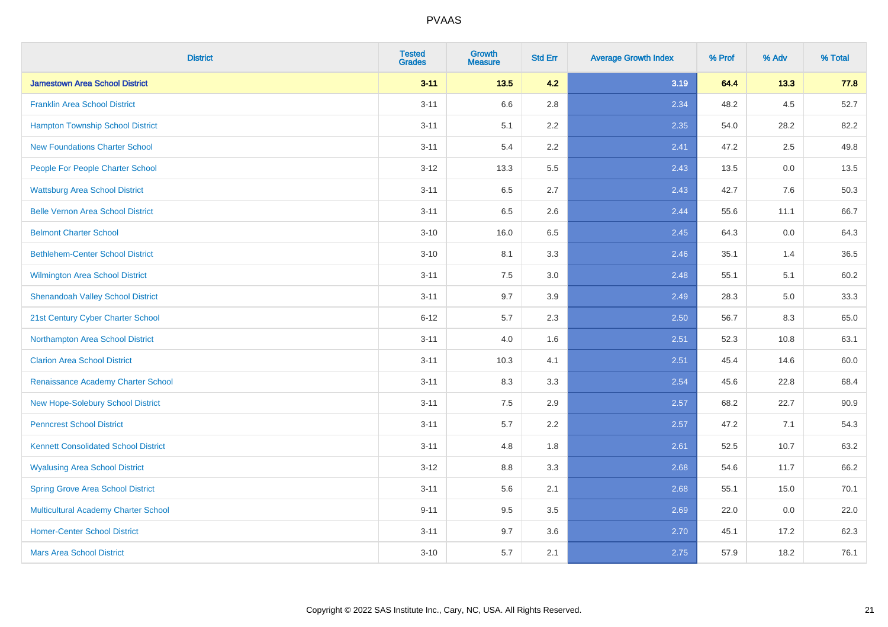# PVAAS

| District | Tested Grades | Growth Measure | Std Err | Average Growth Index | % Prof | % Adv | % Total |
|---|---|---|---|---|---|---|---|
| **Jamestown Area School District** | **3-11** | **13.5** | **4.2** | **3.19** | **64.4** | **13.3** | **77.8** |
| Franklin Area School District | 3-11 | 6.6 | 2.8 | 2.34 | 48.2 | 4.5 | 52.7 |
| Hampton Township School District | 3-11 | 5.1 | 2.2 | 2.35 | 54.0 | 28.2 | 82.2 |
| New Foundations Charter School | 3-11 | 5.4 | 2.2 | 2.41 | 47.2 | 2.5 | 49.8 |
| People For People Charter School | 3-12 | 13.3 | 5.5 | 2.43 | 13.5 | 0.0 | 13.5 |
| Wattsburg Area School District | 3-11 | 6.5 | 2.7 | 2.43 | 42.7 | 7.6 | 50.3 |
| Belle Vernon Area School District | 3-11 | 6.5 | 2.6 | 2.44 | 55.6 | 11.1 | 66.7 |
| Belmont Charter School | 3-10 | 16.0 | 6.5 | 2.45 | 64.3 | 0.0 | 64.3 |
| Bethlehem-Center School District | 3-10 | 8.1 | 3.3 | 2.46 | 35.1 | 1.4 | 36.5 |
| Wilmington Area School District | 3-11 | 7.5 | 3.0 | 2.48 | 55.1 | 5.1 | 60.2 |
| Shenandoah Valley School District | 3-11 | 9.7 | 3.9 | 2.49 | 28.3 | 5.0 | 33.3 |
| 21st Century Cyber Charter School | 6-12 | 5.7 | 2.3 | 2.50 | 56.7 | 8.3 | 65.0 |
| Northampton Area School District | 3-11 | 4.0 | 1.6 | 2.51 | 52.3 | 10.8 | 63.1 |
| Clarion Area School District | 3-11 | 10.3 | 4.1 | 2.51 | 45.4 | 14.6 | 60.0 |
| Renaissance Academy Charter School | 3-11 | 8.3 | 3.3 | 2.54 | 45.6 | 22.8 | 68.4 |
| New Hope-Solebury School District | 3-11 | 7.5 | 2.9 | 2.57 | 68.2 | 22.7 | 90.9 |
| Penncrest School District | 3-11 | 5.7 | 2.2 | 2.57 | 47.2 | 7.1 | 54.3 |
| Kennett Consolidated School District | 3-11 | 4.8 | 1.8 | 2.61 | 52.5 | 10.7 | 63.2 |
| Wyalusing Area School District | 3-12 | 8.8 | 3.3 | 2.68 | 54.6 | 11.7 | 66.2 |
| Spring Grove Area School District | 3-11 | 5.6 | 2.1 | 2.68 | 55.1 | 15.0 | 70.1 |
| Multicultural Academy Charter School | 9-11 | 9.5 | 3.5 | 2.69 | 22.0 | 0.0 | 22.0 |
| Homer-Center School District | 3-11 | 9.7 | 3.6 | 2.70 | 45.1 | 17.2 | 62.3 |
| Mars Area School District | 3-10 | 5.7 | 2.1 | 2.75 | 57.9 | 18.2 | 76.1 |

Copyright © 2022 SAS Institute Inc., Cary, NC, USA. All Rights Reserved.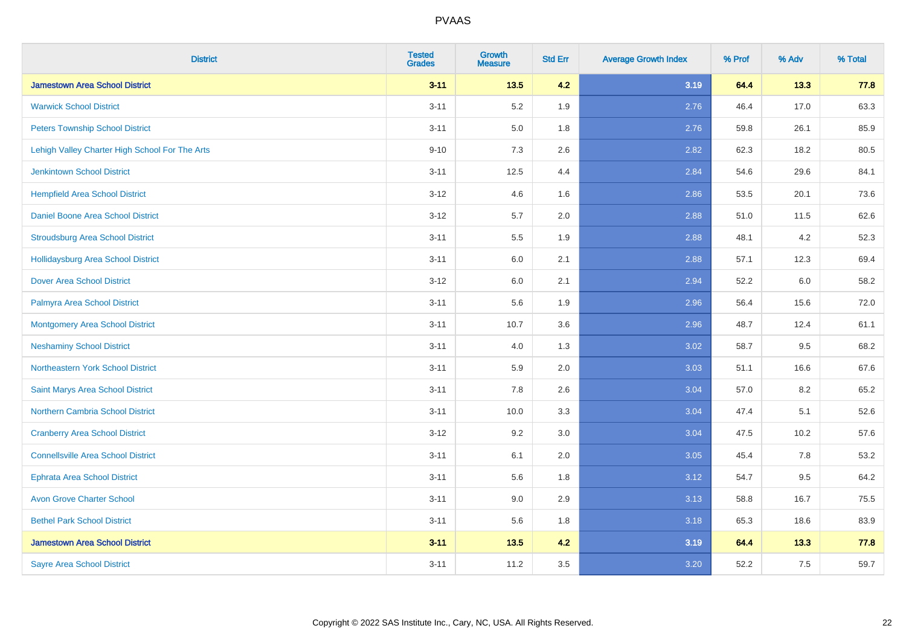| District | Tested Grades | Growth Measure | Std Err | Average Growth Index | % Prof | % Adv | % Total |
|---|---|---|---|---|---|---|---|
| **Jamestown Area School District** | **3-11** | **13.5** | **4.2** | **3.19** | **64.4** | **13.3** | **77.8** |
| Warwick School District | 3-11 | 5.2 | 1.9 | 2.76 | 46.4 | 17.0 | 63.3 |
| Peters Township School District | 3-11 | 5.0 | 1.8 | 2.76 | 59.8 | 26.1 | 85.9 |
| Lehigh Valley Charter High School For The Arts | 9-10 | 7.3 | 2.6 | 2.82 | 62.3 | 18.2 | 80.5 |
| Jenkintown School District | 3-11 | 12.5 | 4.4 | 2.84 | 54.6 | 29.6 | 84.1 |
| Hempfield Area School District | 3-12 | 4.6 | 1.6 | 2.86 | 53.5 | 20.1 | 73.6 |
| Daniel Boone Area School District | 3-12 | 5.7 | 2.0 | 2.88 | 51.0 | 11.5 | 62.6 |
| Stroudsburg Area School District | 3-11 | 5.5 | 1.9 | 2.88 | 48.1 | 4.2 | 52.3 |
| Hollidaysburg Area School District | 3-11 | 6.0 | 2.1 | 2.88 | 57.1 | 12.3 | 69.4 |
| Dover Area School District | 3-12 | 6.0 | 2.1 | 2.94 | 52.2 | 6.0 | 58.2 |
| Palmyra Area School District | 3-11 | 5.6 | 1.9 | 2.96 | 56.4 | 15.6 | 72.0 |
| Montgomery Area School District | 3-11 | 10.7 | 3.6 | 2.96 | 48.7 | 12.4 | 61.1 |
| Neshaminy School District | 3-11 | 4.0 | 1.3 | 3.02 | 58.7 | 9.5 | 68.2 |
| Northeastern York School District | 3-11 | 5.9 | 2.0 | 3.03 | 51.1 | 16.6 | 67.6 |
| Saint Marys Area School District | 3-11 | 7.8 | 2.6 | 3.04 | 57.0 | 8.2 | 65.2 |
| Northern Cambria School District | 3-11 | 10.0 | 3.3 | 3.04 | 47.4 | 5.1 | 52.6 |
| Cranberry Area School District | 3-12 | 9.2 | 3.0 | 3.04 | 47.5 | 10.2 | 57.6 |
| Connellsville Area School District | 3-11 | 6.1 | 2.0 | 3.05 | 45.4 | 7.8 | 53.2 |
| Ephrata Area School District | 3-11 | 5.6 | 1.8 | 3.12 | 54.7 | 9.5 | 64.2 |
| Avon Grove Charter School | 3-11 | 9.0 | 2.9 | 3.13 | 58.8 | 16.7 | 75.5 |
| Bethel Park School District | 3-11 | 5.6 | 1.8 | 3.18 | 65.3 | 18.6 | 83.9 |
| **Jamestown Area School District** | **3-11** | **13.5** | **4.2** | **3.19** | **64.4** | **13.3** | **77.8** |
| Sayre Area School District | 3-11 | 11.2 | 3.5 | 3.20 | 52.2 | 7.5 | 59.7 |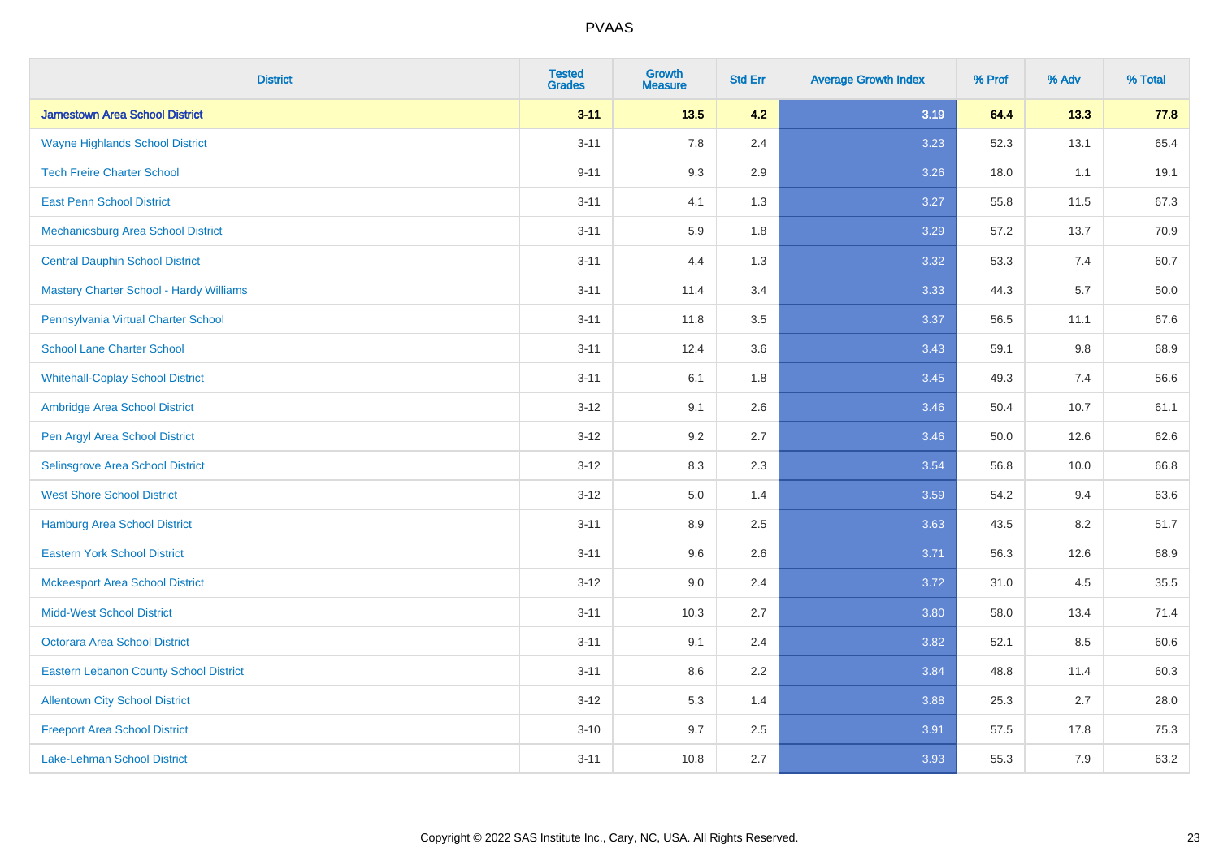| District | Tested Grades | Growth Measure | Std Err | Average Growth Index | % Prof | % Adv | % Total |
|---|---|---|---|---|---|---|---|
| **Jamestown Area School District** | **3-11** | **13.5** | **4.2** | **3.19** | **64.4** | **13.3** | **77.8** |
| Wayne Highlands School District | 3-11 | 7.8 | 2.4 | 3.23 | 52.3 | 13.1 | 65.4 |
| Tech Freire Charter School | 9-11 | 9.3 | 2.9 | 3.26 | 18.0 | 1.1 | 19.1 |
| East Penn School District | 3-11 | 4.1 | 1.3 | 3.27 | 55.8 | 11.5 | 67.3 |
| Mechanicsburg Area School District | 3-11 | 5.9 | 1.8 | 3.29 | 57.2 | 13.7 | 70.9 |
| Central Dauphin School District | 3-11 | 4.4 | 1.3 | 3.32 | 53.3 | 7.4 | 60.7 |
| Mastery Charter School - Hardy Williams | 3-11 | 11.4 | 3.4 | 3.33 | 44.3 | 5.7 | 50.0 |
| Pennsylvania Virtual Charter School | 3-11 | 11.8 | 3.5 | 3.37 | 56.5 | 11.1 | 67.6 |
| School Lane Charter School | 3-11 | 12.4 | 3.6 | 3.43 | 59.1 | 9.8 | 68.9 |
| Whitehall-Coplay School District | 3-11 | 6.1 | 1.8 | 3.45 | 49.3 | 7.4 | 56.6 |
| Ambridge Area School District | 3-12 | 9.1 | 2.6 | 3.46 | 50.4 | 10.7 | 61.1 |
| Pen Argyl Area School District | 3-12 | 9.2 | 2.7 | 3.46 | 50.0 | 12.6 | 62.6 |
| Selinsgrove Area School District | 3-12 | 8.3 | 2.3 | 3.54 | 56.8 | 10.0 | 66.8 |
| West Shore School District | 3-12 | 5.0 | 1.4 | 3.59 | 54.2 | 9.4 | 63.6 |
| Hamburg Area School District | 3-11 | 8.9 | 2.5 | 3.63 | 43.5 | 8.2 | 51.7 |
| Eastern York School District | 3-11 | 9.6 | 2.6 | 3.71 | 56.3 | 12.6 | 68.9 |
| Mckeesport Area School District | 3-12 | 9.0 | 2.4 | 3.72 | 31.0 | 4.5 | 35.5 |
| Midd-West School District | 3-11 | 10.3 | 2.7 | 3.80 | 58.0 | 13.4 | 71.4 |
| Octorara Area School District | 3-11 | 9.1 | 2.4 | 3.82 | 52.1 | 8.5 | 60.6 |
| Eastern Lebanon County School District | 3-11 | 8.6 | 2.2 | 3.84 | 48.8 | 11.4 | 60.3 |
| Allentown City School District | 3-12 | 5.3 | 1.4 | 3.88 | 25.3 | 2.7 | 28.0 |
| Freeport Area School District | 3-10 | 9.7 | 2.5 | 3.91 | 57.5 | 17.8 | 75.3 |
| Lake-Lehman School District | 3-11 | 10.8 | 2.7 | 3.93 | 55.3 | 7.9 | 63.2 |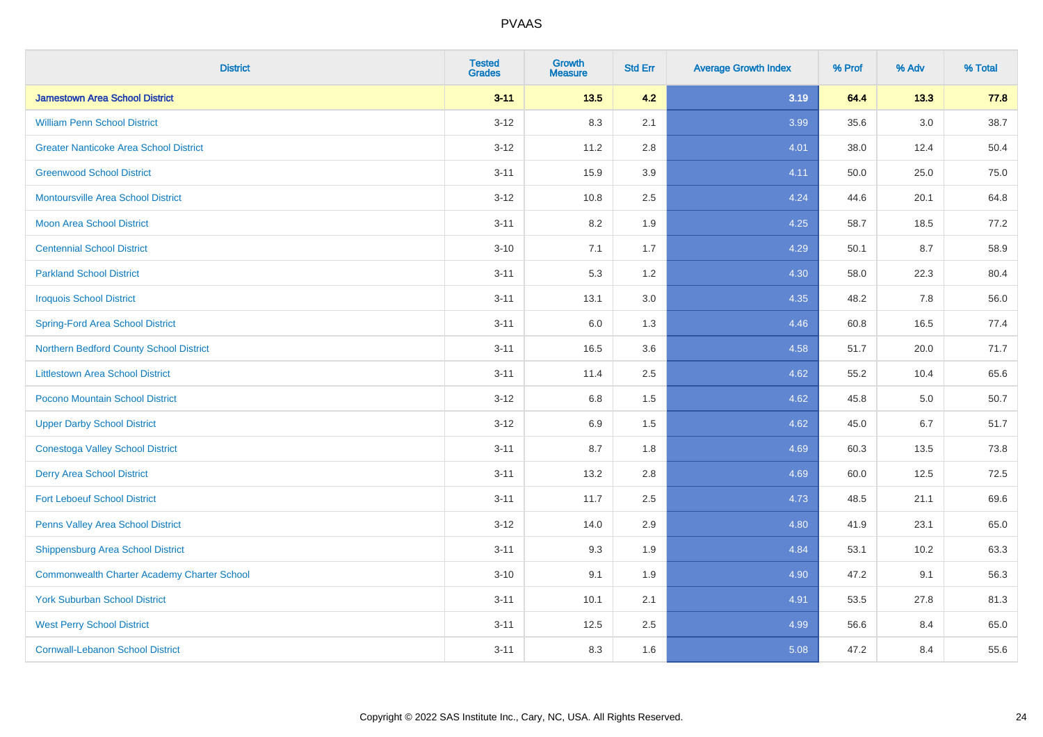# PVAAS

| District | Tested Grades | Growth Measure | Std Err | Average Growth Index | % Prof | % Adv | % Total |
|---|---|---|---|---|---|---|---|
| **Jamestown Area School District** | **3-11** | **13.5** | **4.2** | **3.19** | **64.4** | **13.3** | **77.8** |
| William Penn School District | 3-12 | 8.3 | 2.1 | 3.99 | 35.6 | 3.0 | 38.7 |
| Greater Nanticoke Area School District | 3-12 | 11.2 | 2.8 | 4.01 | 38.0 | 12.4 | 50.4 |
| Greenwood School District | 3-11 | 15.9 | 3.9 | 4.11 | 50.0 | 25.0 | 75.0 |
| Montoursville Area School District | 3-12 | 10.8 | 2.5 | 4.24 | 44.6 | 20.1 | 64.8 |
| Moon Area School District | 3-11 | 8.2 | 1.9 | 4.25 | 58.7 | 18.5 | 77.2 |
| Centennial School District | 3-10 | 7.1 | 1.7 | 4.29 | 50.1 | 8.7 | 58.9 |
| Parkland School District | 3-11 | 5.3 | 1.2 | 4.30 | 58.0 | 22.3 | 80.4 |
| Iroquois School District | 3-11 | 13.1 | 3.0 | 4.35 | 48.2 | 7.8 | 56.0 |
| Spring-Ford Area School District | 3-11 | 6.0 | 1.3 | 4.46 | 60.8 | 16.5 | 77.4 |
| Northern Bedford County School District | 3-11 | 16.5 | 3.6 | 4.58 | 51.7 | 20.0 | 71.7 |
| Littlestown Area School District | 3-11 | 11.4 | 2.5 | 4.62 | 55.2 | 10.4 | 65.6 |
| Pocono Mountain School District | 3-12 | 6.8 | 1.5 | 4.62 | 45.8 | 5.0 | 50.7 |
| Upper Darby School District | 3-12 | 6.9 | 1.5 | 4.62 | 45.0 | 6.7 | 51.7 |
| Conestoga Valley School District | 3-11 | 8.7 | 1.8 | 4.69 | 60.3 | 13.5 | 73.8 |
| Derry Area School District | 3-11 | 13.2 | 2.8 | 4.69 | 60.0 | 12.5 | 72.5 |
| Fort Leboeuf School District | 3-11 | 11.7 | 2.5 | 4.73 | 48.5 | 21.1 | 69.6 |
| Penns Valley Area School District | 3-12 | 14.0 | 2.9 | 4.80 | 41.9 | 23.1 | 65.0 |
| Shippensburg Area School District | 3-11 | 9.3 | 1.9 | 4.84 | 53.1 | 10.2 | 63.3 |
| Commonwealth Charter Academy Charter School | 3-10 | 9.1 | 1.9 | 4.90 | 47.2 | 9.1 | 56.3 |
| York Suburban School District | 3-11 | 10.1 | 2.1 | 4.91 | 53.5 | 27.8 | 81.3 |
| West Perry School District | 3-11 | 12.5 | 2.5 | 4.99 | 56.6 | 8.4 | 65.0 |
| Cornwall-Lebanon School District | 3-11 | 8.3 | 1.6 | 5.08 | 47.2 | 8.4 | 55.6 |

Copyright © 2022 SAS Institute Inc., Cary, NC, USA. All Rights Reserved.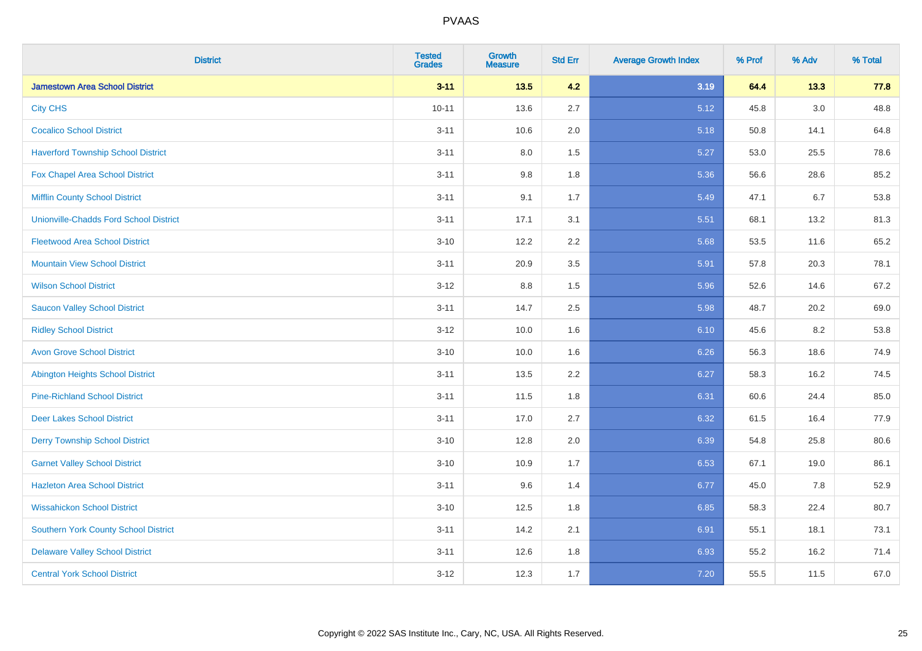| District | Tested Grades | Growth Measure | Std Err | Average Growth Index | % Prof | % Adv | % Total |
|---|---|---|---|---|---|---|---|
| **Jamestown Area School District** | **3-11** | **13.5** | **4.2** | **3.19** | **64.4** | **13.3** | **77.8** |
| City CHS | 10-11 | 13.6 | 2.7 | 5.12 | 45.8 | 3.0 | 48.8 |
| Cocalico School District | 3-11 | 10.6 | 2.0 | 5.18 | 50.8 | 14.1 | 64.8 |
| Haverford Township School District | 3-11 | 8.0 | 1.5 | 5.27 | 53.0 | 25.5 | 78.6 |
| Fox Chapel Area School District | 3-11 | 9.8 | 1.8 | 5.36 | 56.6 | 28.6 | 85.2 |
| Mifflin County School District | 3-11 | 9.1 | 1.7 | 5.49 | 47.1 | 6.7 | 53.8 |
| Unionville-Chadds Ford School District | 3-11 | 17.1 | 3.1 | 5.51 | 68.1 | 13.2 | 81.3 |
| Fleetwood Area School District | 3-10 | 12.2 | 2.2 | 5.68 | 53.5 | 11.6 | 65.2 |
| Mountain View School District | 3-11 | 20.9 | 3.5 | 5.91 | 57.8 | 20.3 | 78.1 |
| Wilson School District | 3-12 | 8.8 | 1.5 | 5.96 | 52.6 | 14.6 | 67.2 |
| Saucon Valley School District | 3-11 | 14.7 | 2.5 | 5.98 | 48.7 | 20.2 | 69.0 |
| Ridley School District | 3-12 | 10.0 | 1.6 | 6.10 | 45.6 | 8.2 | 53.8 |
| Avon Grove School District | 3-10 | 10.0 | 1.6 | 6.26 | 56.3 | 18.6 | 74.9 |
| Abington Heights School District | 3-11 | 13.5 | 2.2 | 6.27 | 58.3 | 16.2 | 74.5 |
| Pine-Richland School District | 3-11 | 11.5 | 1.8 | 6.31 | 60.6 | 24.4 | 85.0 |
| Deer Lakes School District | 3-11 | 17.0 | 2.7 | 6.32 | 61.5 | 16.4 | 77.9 |
| Derry Township School District | 3-10 | 12.8 | 2.0 | 6.39 | 54.8 | 25.8 | 80.6 |
| Garnet Valley School District | 3-10 | 10.9 | 1.7 | 6.53 | 67.1 | 19.0 | 86.1 |
| Hazleton Area School District | 3-11 | 9.6 | 1.4 | 6.77 | 45.0 | 7.8 | 52.9 |
| Wissahickon School District | 3-10 | 12.5 | 1.8 | 6.85 | 58.3 | 22.4 | 80.7 |
| Southern York County School District | 3-11 | 14.2 | 2.1 | 6.91 | 55.1 | 18.1 | 73.1 |
| Delaware Valley School District | 3-11 | 12.6 | 1.8 | 6.93 | 55.2 | 16.2 | 71.4 |
| Central York School District | 3-12 | 12.3 | 1.7 | 7.20 | 55.5 | 11.5 | 67.0 |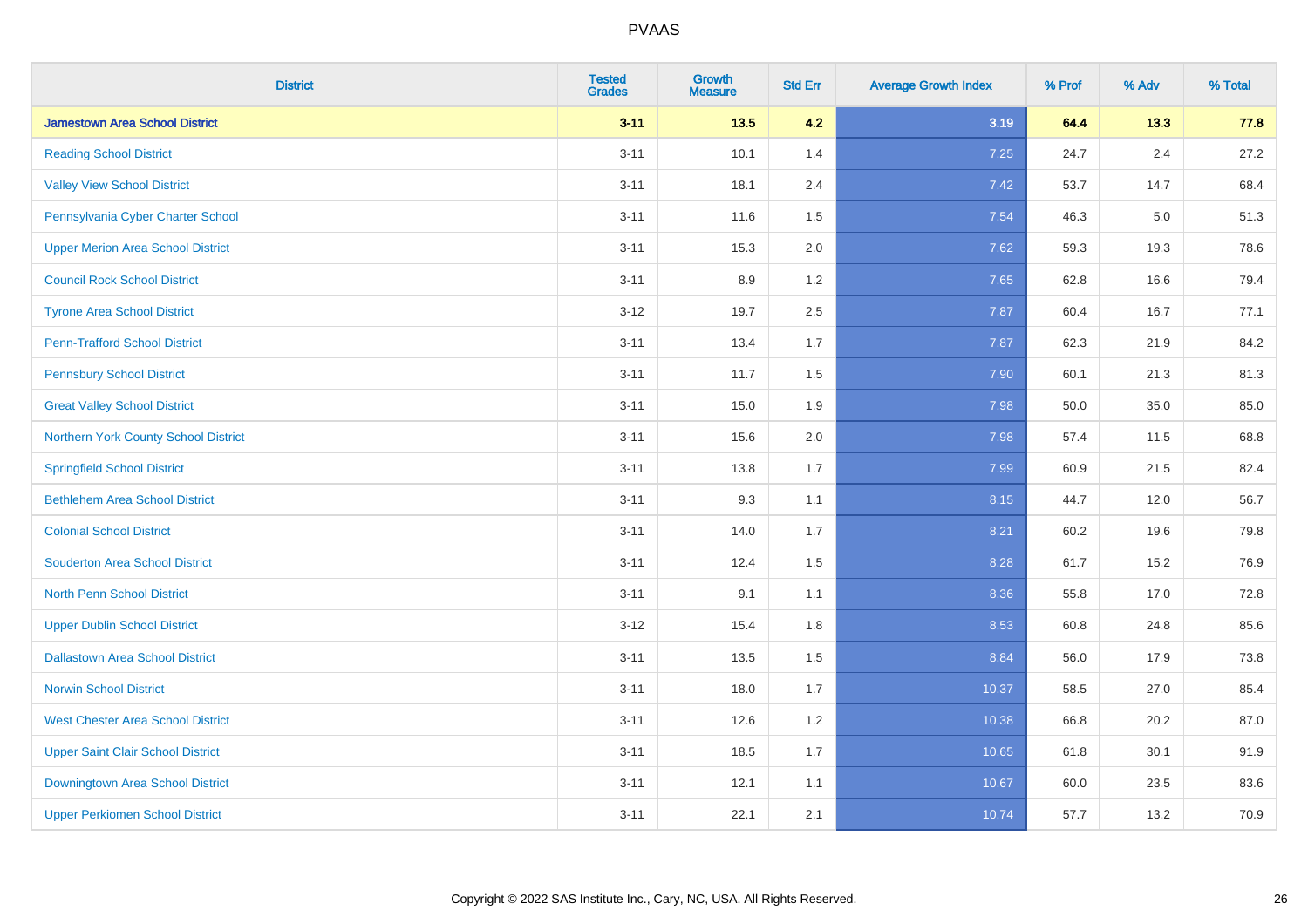| District | Tested Grades | Growth Measure | Std Err | Average Growth Index | % Prof | % Adv | % Total |
|---|---|---|---|---|---|---|---|
| **Jamestown Area School District** | **3-11** | **13.5** | **4.2** | **3.19** | **64.4** | **13.3** | **77.8** |
| Reading School District | 3-11 | 10.1 | 1.4 | 7.25 | 24.7 | 2.4 | 27.2 |
| Valley View School District | 3-11 | 18.1 | 2.4 | 7.42 | 53.7 | 14.7 | 68.4 |
| Pennsylvania Cyber Charter School | 3-11 | 11.6 | 1.5 | 7.54 | 46.3 | 5.0 | 51.3 |
| Upper Merion Area School District | 3-11 | 15.3 | 2.0 | 7.62 | 59.3 | 19.3 | 78.6 |
| Council Rock School District | 3-11 | 8.9 | 1.2 | 7.65 | 62.8 | 16.6 | 79.4 |
| Tyrone Area School District | 3-12 | 19.7 | 2.5 | 7.87 | 60.4 | 16.7 | 77.1 |
| Penn-Trafford School District | 3-11 | 13.4 | 1.7 | 7.87 | 62.3 | 21.9 | 84.2 |
| Pennsbury School District | 3-11 | 11.7 | 1.5 | 7.90 | 60.1 | 21.3 | 81.3 |
| Great Valley School District | 3-11 | 15.0 | 1.9 | 7.98 | 50.0 | 35.0 | 85.0 |
| Northern York County School District | 3-11 | 15.6 | 2.0 | 7.98 | 57.4 | 11.5 | 68.8 |
| Springfield School District | 3-11 | 13.8 | 1.7 | 7.99 | 60.9 | 21.5 | 82.4 |
| Bethlehem Area School District | 3-11 | 9.3 | 1.1 | 8.15 | 44.7 | 12.0 | 56.7 |
| Colonial School District | 3-11 | 14.0 | 1.7 | 8.21 | 60.2 | 19.6 | 79.8 |
| Souderton Area School District | 3-11 | 12.4 | 1.5 | 8.28 | 61.7 | 15.2 | 76.9 |
| North Penn School District | 3-11 | 9.1 | 1.1 | 8.36 | 55.8 | 17.0 | 72.8 |
| Upper Dublin School District | 3-12 | 15.4 | 1.8 | 8.53 | 60.8 | 24.8 | 85.6 |
| Dallastown Area School District | 3-11 | 13.5 | 1.5 | 8.84 | 56.0 | 17.9 | 73.8 |
| Norwin School District | 3-11 | 18.0 | 1.7 | 10.37 | 58.5 | 27.0 | 85.4 |
| West Chester Area School District | 3-11 | 12.6 | 1.2 | 10.38 | 66.8 | 20.2 | 87.0 |
| Upper Saint Clair School District | 3-11 | 18.5 | 1.7 | 10.65 | 61.8 | 30.1 | 91.9 |
| Downingtown Area School District | 3-11 | 12.1 | 1.1 | 10.67 | 60.0 | 23.5 | 83.6 |
| Upper Perkiomen School District | 3-11 | 22.1 | 2.1 | 10.74 | 57.7 | 13.2 | 70.9 |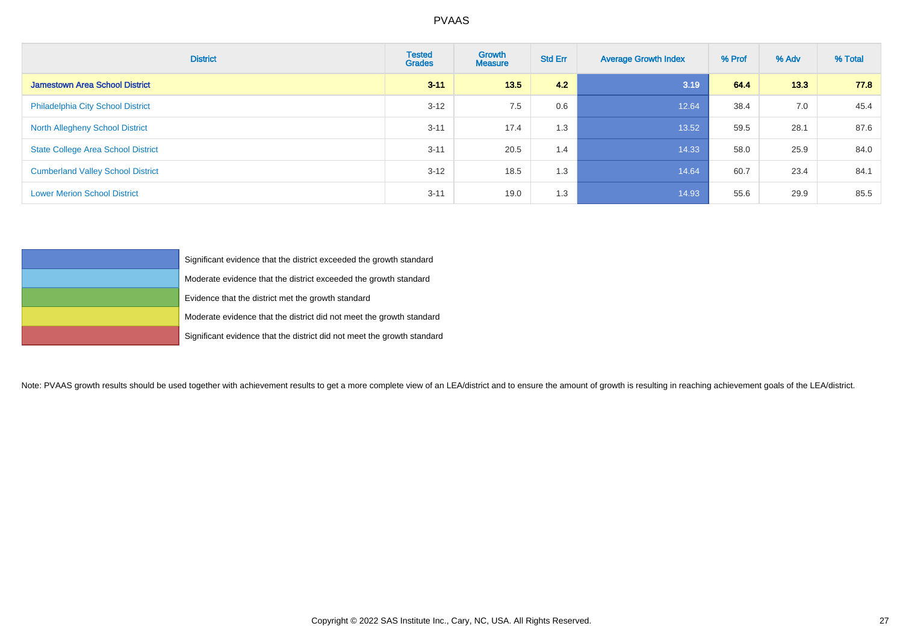# PVAAS

| District | Tested Grades | Growth Measure | Std Err | Average Growth Index | % Prof | % Adv | % Total |
|---|---|---|---|---|---|---|---|
| **Jamestown Area School District** | **3-11** | **13.5** | **4.2** | **3.19** | **64.4** | **13.3** | **77.8** |
| Philadelphia City School District | 3-12 | 7.5 | 0.6 | 12.64 | 38.4 | 7.0 | 45.4 |
| North Allegheny School District | 3-11 | 17.4 | 1.3 | 13.52 | 59.5 | 28.1 | 87.6 |
| State College Area School District | 3-11 | 20.5 | 1.4 | 14.33 | 58.0 | 25.9 | 84.0 |
| Cumberland Valley School District | 3-12 | 18.5 | 1.3 | 14.64 | 60.7 | 23.4 | 84.1 |
| Lower Merion School District | 3-11 | 19.0 | 1.3 | 14.93 | 55.6 | 29.9 | 85.5 |

Significant evidence that the district exceeded the growth standard

Moderate evidence that the district exceeded the growth standard

Evidence that the district met the growth standard

Moderate evidence that the district did not meet the growth standard

Significant evidence that the district did not meet the growth standard

Note: PVAAS growth results should be used together with achievement results to get a more complete view of an LEA/district and to ensure the amount of growth is resulting in reaching achievement goals of the LEA/district.

Copyright © 2022 SAS Institute Inc., Cary, NC, USA. All Rights Reserved.